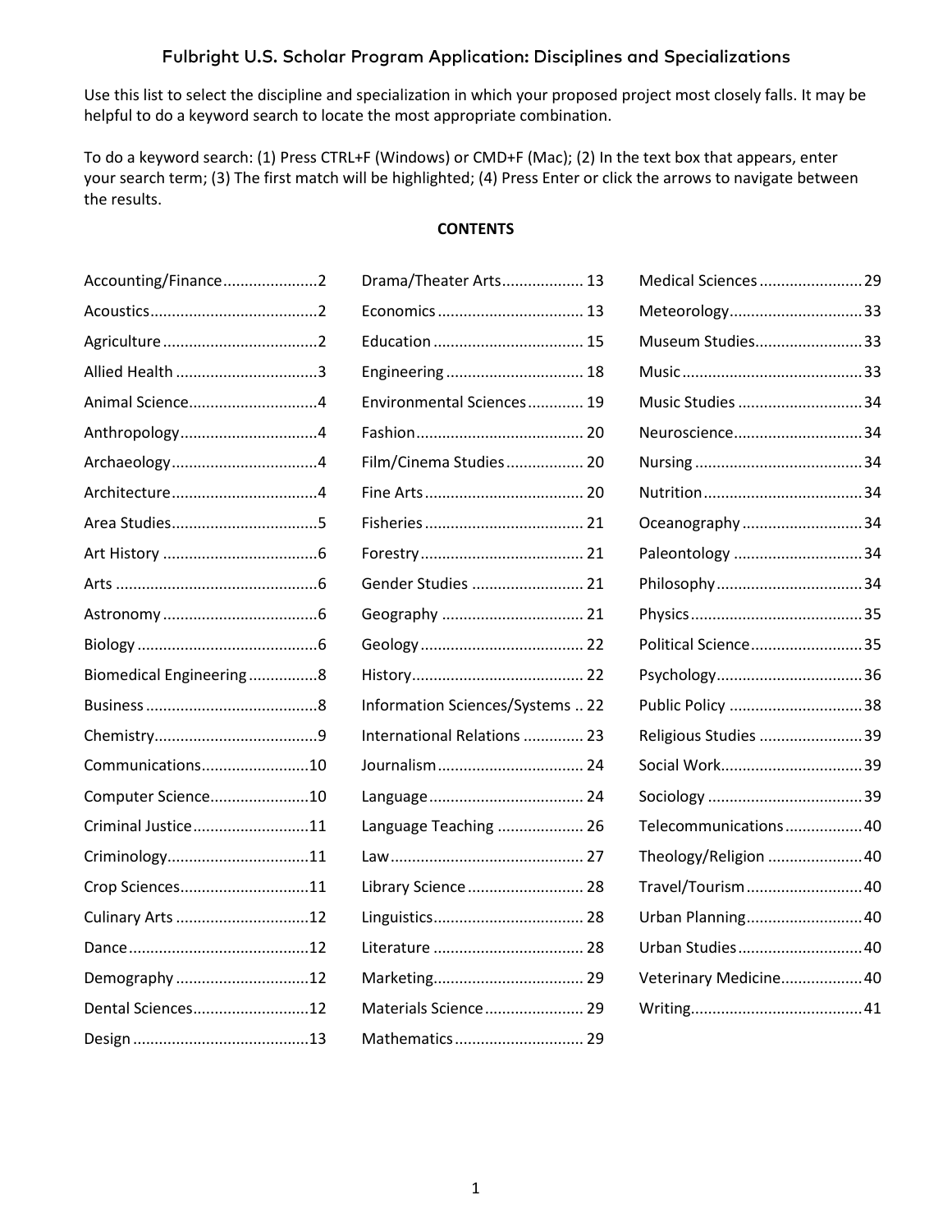# Fulbright U.S. Scholar Program Application: Disciplines and Specializations

Use this list to select the discipline and specialization in which your proposed project most closely falls. It may be helpful to do a keyword search to locate the most appropriate combination.

To do a keyword search: (1) Press CTRL+F (Windows) or CMD+F (Mac); (2) In the text box that appears, enter your search term; (3) The first match will be highlighted; (4) Press Enter or click the arrows to navigate between the results.

**CONTENTS**

- Accounting/Finance ..... 2
- Acoustics ..... 2
- Agriculture ..... 2
- Allied Health ..... 3
- Animal Science ..... 4
- Anthropology ..... 4
- Archaeology ..... 4
- Architecture ..... 4
- Area Studies ..... 5
- Art History ..... 6
- Arts ..... 6
- Astronomy ..... 6
- Biology ..... 6
- Biomedical Engineering ..... 8
- Business ..... 8
- Chemistry ..... 9
- Communications ..... 10
- Computer Science ..... 10
- Criminal Justice ..... 11
- Criminology ..... 11
- Crop Sciences ..... 11
- Culinary Arts ..... 12
- Dance ..... 12
- Demography ..... 12
- Dental Sciences ..... 12
- Design ..... 13
- Drama/Theater Arts ..... 13
- Economics ..... 13
- Education ..... 15
- Engineering ..... 18
- Environmental Sciences ..... 19
- Fashion ..... 20
- Film/Cinema Studies ..... 20
- Fine Arts ..... 20
- Fisheries ..... 21
- Forestry ..... 21
- Gender Studies ..... 21
- Geography ..... 21
- Geology ..... 22
- History ..... 22
- Information Sciences/Systems ..... 22
- International Relations ..... 23
- Journalism ..... 24
- Language ..... 24
- Language Teaching ..... 26
- Law ..... 27
- Library Science ..... 28
- Linguistics ..... 28
- Literature ..... 28
- Marketing ..... 29
- Materials Science ..... 29
- Mathematics ..... 29
- Medical Sciences ..... 29
- Meteorology ..... 33
- Museum Studies ..... 33
- Music ..... 33
- Music Studies ..... 34
- Neuroscience ..... 34
- Nursing ..... 34
- Nutrition ..... 34
- Oceanography ..... 34
- Paleontology ..... 34
- Philosophy ..... 34
- Physics ..... 35
- Political Science ..... 35
- Psychology ..... 36
- Public Policy ..... 38
- Religious Studies ..... 39
- Social Work ..... 39
- Sociology ..... 39
- Telecommunications ..... 40
- Theology/Religion ..... 40
- Travel/Tourism ..... 40
- Urban Planning ..... 40
- Urban Studies ..... 40
- Veterinary Medicine ..... 40
- Writing ..... 41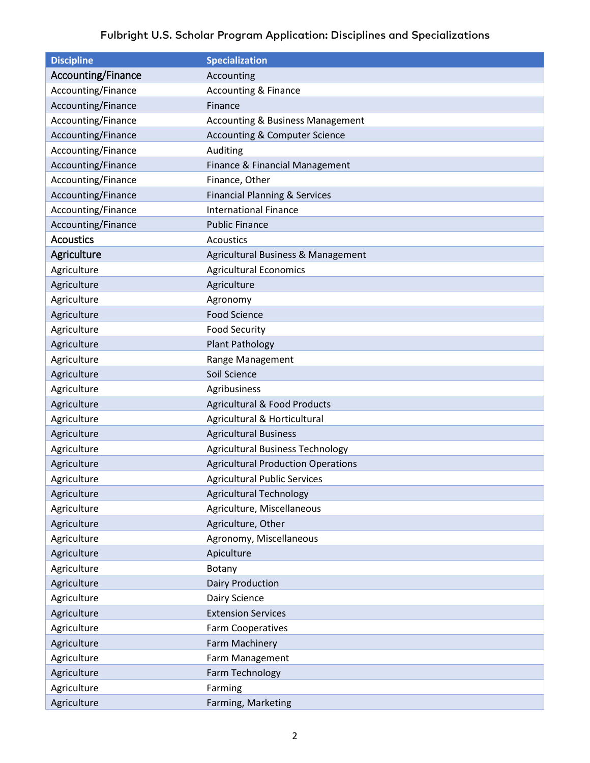Fulbright U.S. Scholar Program Application: Disciplines and Specializations

| Discipline | Specialization |
| --- | --- |
| Accounting/Finance | Accounting |
| Accounting/Finance | Accounting & Finance |
| Accounting/Finance | Finance |
| Accounting/Finance | Accounting & Business Management |
| Accounting/Finance | Accounting & Computer Science |
| Accounting/Finance | Auditing |
| Accounting/Finance | Finance & Financial Management |
| Accounting/Finance | Finance, Other |
| Accounting/Finance | Financial Planning & Services |
| Accounting/Finance | International Finance |
| Accounting/Finance | Public Finance |
| Acoustics | Acoustics |
| Agriculture | Agricultural Business & Management |
| Agriculture | Agricultural Economics |
| Agriculture | Agriculture |
| Agriculture | Agronomy |
| Agriculture | Food Science |
| Agriculture | Food Security |
| Agriculture | Plant Pathology |
| Agriculture | Range Management |
| Agriculture | Soil Science |
| Agriculture | Agribusiness |
| Agriculture | Agricultural & Food Products |
| Agriculture | Agricultural & Horticultural |
| Agriculture | Agricultural Business |
| Agriculture | Agricultural Business Technology |
| Agriculture | Agricultural Production Operations |
| Agriculture | Agricultural Public Services |
| Agriculture | Agricultural Technology |
| Agriculture | Agriculture, Miscellaneous |
| Agriculture | Agriculture, Other |
| Agriculture | Agronomy, Miscellaneous |
| Agriculture | Apiculture |
| Agriculture | Botany |
| Agriculture | Dairy Production |
| Agriculture | Dairy Science |
| Agriculture | Extension Services |
| Agriculture | Farm Cooperatives |
| Agriculture | Farm Machinery |
| Agriculture | Farm Management |
| Agriculture | Farm Technology |
| Agriculture | Farming |
| Agriculture | Farming, Marketing |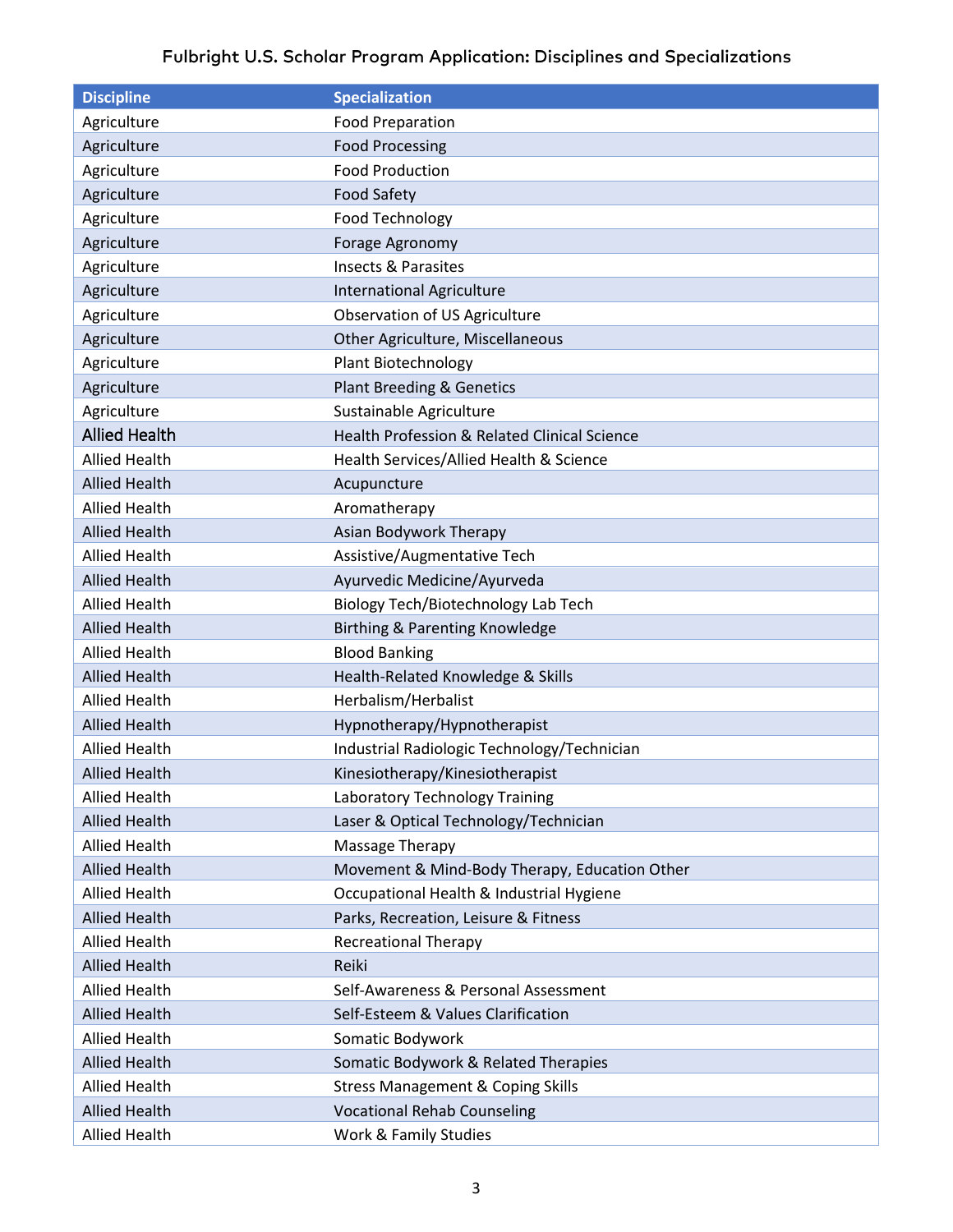## Fulbright U.S. Scholar Program Application: Disciplines and Specializations

| Discipline | Specialization |
| --- | --- |
| Agriculture | Food Preparation |
| Agriculture | Food Processing |
| Agriculture | Food Production |
| Agriculture | Food Safety |
| Agriculture | Food Technology |
| Agriculture | Forage Agronomy |
| Agriculture | Insects & Parasites |
| Agriculture | International Agriculture |
| Agriculture | Observation of US Agriculture |
| Agriculture | Other Agriculture, Miscellaneous |
| Agriculture | Plant Biotechnology |
| Agriculture | Plant Breeding & Genetics |
| Agriculture | Sustainable Agriculture |
| Allied Health | Health Profession & Related Clinical Science |
| Allied Health | Health Services/Allied Health & Science |
| Allied Health | Acupuncture |
| Allied Health | Aromatherapy |
| Allied Health | Asian Bodywork Therapy |
| Allied Health | Assistive/Augmentative Tech |
| Allied Health | Ayurvedic Medicine/Ayurveda |
| Allied Health | Biology Tech/Biotechnology Lab Tech |
| Allied Health | Birthing & Parenting Knowledge |
| Allied Health | Blood Banking |
| Allied Health | Health-Related Knowledge & Skills |
| Allied Health | Herbalism/Herbalist |
| Allied Health | Hypnotherapy/Hypnotherapist |
| Allied Health | Industrial Radiologic Technology/Technician |
| Allied Health | Kinesiotherapy/Kinesiotherapist |
| Allied Health | Laboratory Technology Training |
| Allied Health | Laser & Optical Technology/Technician |
| Allied Health | Massage Therapy |
| Allied Health | Movement & Mind-Body Therapy, Education Other |
| Allied Health | Occupational Health & Industrial Hygiene |
| Allied Health | Parks, Recreation, Leisure & Fitness |
| Allied Health | Recreational Therapy |
| Allied Health | Reiki |
| Allied Health | Self-Awareness & Personal Assessment |
| Allied Health | Self-Esteem & Values Clarification |
| Allied Health | Somatic Bodywork |
| Allied Health | Somatic Bodywork & Related Therapies |
| Allied Health | Stress Management & Coping Skills |
| Allied Health | Vocational Rehab Counseling |
| Allied Health | Work & Family Studies |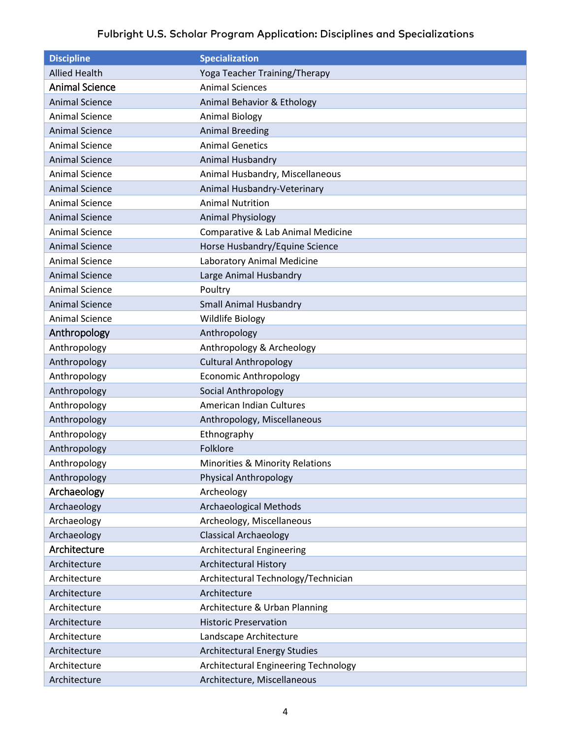## Fulbright U.S. Scholar Program Application: Disciplines and Specializations

| Discipline | Specialization |
| --- | --- |
| Allied Health | Yoga Teacher Training/Therapy |
| Animal Science | Animal Sciences |
| Animal Science | Animal Behavior & Ethology |
| Animal Science | Animal Biology |
| Animal Science | Animal Breeding |
| Animal Science | Animal Genetics |
| Animal Science | Animal Husbandry |
| Animal Science | Animal Husbandry, Miscellaneous |
| Animal Science | Animal Husbandry-Veterinary |
| Animal Science | Animal Nutrition |
| Animal Science | Animal Physiology |
| Animal Science | Comparative & Lab Animal Medicine |
| Animal Science | Horse Husbandry/Equine Science |
| Animal Science | Laboratory Animal Medicine |
| Animal Science | Large Animal Husbandry |
| Animal Science | Poultry |
| Animal Science | Small Animal Husbandry |
| Animal Science | Wildlife Biology |
| Anthropology | Anthropology |
| Anthropology | Anthropology & Archeology |
| Anthropology | Cultural Anthropology |
| Anthropology | Economic Anthropology |
| Anthropology | Social Anthropology |
| Anthropology | American Indian Cultures |
| Anthropology | Anthropology, Miscellaneous |
| Anthropology | Ethnography |
| Anthropology | Folklore |
| Anthropology | Minorities & Minority Relations |
| Anthropology | Physical Anthropology |
| Archaeology | Archeology |
| Archaeology | Archaeological Methods |
| Archaeology | Archeology, Miscellaneous |
| Archaeology | Classical Archaeology |
| Architecture | Architectural Engineering |
| Architecture | Architectural History |
| Architecture | Architectural Technology/Technician |
| Architecture | Architecture |
| Architecture | Architecture & Urban Planning |
| Architecture | Historic Preservation |
| Architecture | Landscape Architecture |
| Architecture | Architectural Energy Studies |
| Architecture | Architectural Engineering Technology |
| Architecture | Architecture, Miscellaneous |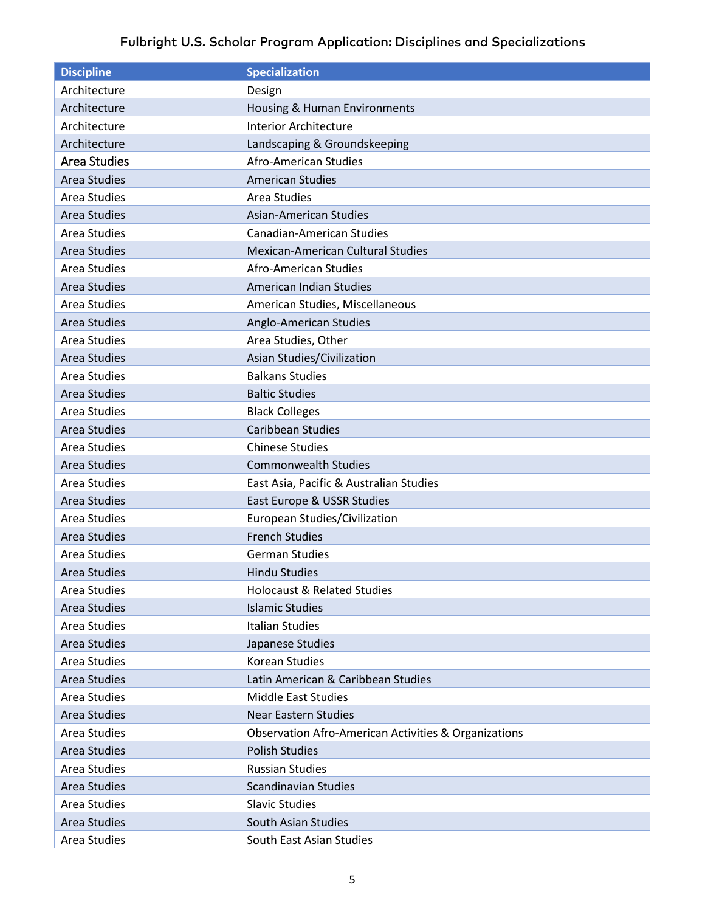# Fulbright U.S. Scholar Program Application: Disciplines and Specializations

| Discipline | Specialization |
| --- | --- |
| Architecture | Design |
| Architecture | Housing & Human Environments |
| Architecture | Interior Architecture |
| Architecture | Landscaping & Groundskeeping |
| Area Studies | Afro-American Studies |
| Area Studies | American Studies |
| Area Studies | Area Studies |
| Area Studies | Asian-American Studies |
| Area Studies | Canadian-American Studies |
| Area Studies | Mexican-American Cultural Studies |
| Area Studies | Afro-American Studies |
| Area Studies | American Indian Studies |
| Area Studies | American Studies, Miscellaneous |
| Area Studies | Anglo-American Studies |
| Area Studies | Area Studies, Other |
| Area Studies | Asian Studies/Civilization |
| Area Studies | Balkans Studies |
| Area Studies | Baltic Studies |
| Area Studies | Black Colleges |
| Area Studies | Caribbean Studies |
| Area Studies | Chinese Studies |
| Area Studies | Commonwealth Studies |
| Area Studies | East Asia, Pacific & Australian Studies |
| Area Studies | East Europe & USSR Studies |
| Area Studies | European Studies/Civilization |
| Area Studies | French Studies |
| Area Studies | German Studies |
| Area Studies | Hindu Studies |
| Area Studies | Holocaust & Related Studies |
| Area Studies | Islamic Studies |
| Area Studies | Italian Studies |
| Area Studies | Japanese Studies |
| Area Studies | Korean Studies |
| Area Studies | Latin American & Caribbean Studies |
| Area Studies | Middle East Studies |
| Area Studies | Near Eastern Studies |
| Area Studies | Observation Afro-American Activities & Organizations |
| Area Studies | Polish Studies |
| Area Studies | Russian Studies |
| Area Studies | Scandinavian Studies |
| Area Studies | Slavic Studies |
| Area Studies | South Asian Studies |
| Area Studies | South East Asian Studies |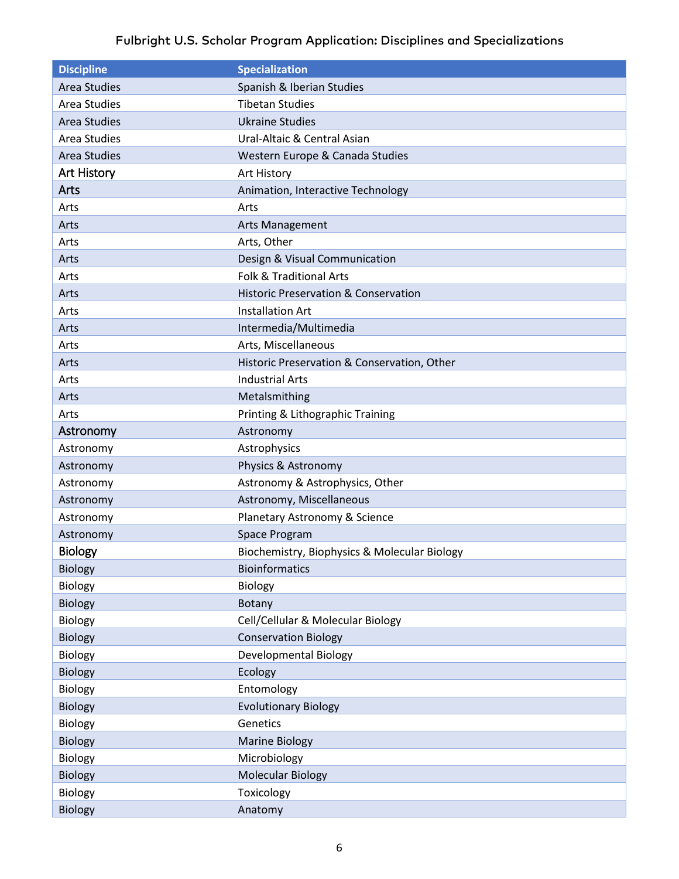Fulbright U.S. Scholar Program Application: Disciplines and Specializations

| Discipline | Specialization |
| --- | --- |
| Area Studies | Spanish & Iberian Studies |
| Area Studies | Tibetan Studies |
| Area Studies | Ukraine Studies |
| Area Studies | Ural-Altaic & Central Asian |
| Area Studies | Western Europe & Canada Studies |
| Art History | Art History |
| Arts | Animation, Interactive Technology |
| Arts | Arts |
| Arts | Arts Management |
| Arts | Arts, Other |
| Arts | Design & Visual Communication |
| Arts | Folk & Traditional Arts |
| Arts | Historic Preservation & Conservation |
| Arts | Installation Art |
| Arts | Intermedia/Multimedia |
| Arts | Arts, Miscellaneous |
| Arts | Historic Preservation & Conservation, Other |
| Arts | Industrial Arts |
| Arts | Metalsmithing |
| Arts | Printing & Lithographic Training |
| Astronomy | Astronomy |
| Astronomy | Astrophysics |
| Astronomy | Physics & Astronomy |
| Astronomy | Astronomy & Astrophysics, Other |
| Astronomy | Astronomy, Miscellaneous |
| Astronomy | Planetary Astronomy & Science |
| Astronomy | Space Program |
| Biology | Biochemistry, Biophysics & Molecular Biology |
| Biology | Bioinformatics |
| Biology | Biology |
| Biology | Botany |
| Biology | Cell/Cellular & Molecular Biology |
| Biology | Conservation Biology |
| Biology | Developmental Biology |
| Biology | Ecology |
| Biology | Entomology |
| Biology | Evolutionary Biology |
| Biology | Genetics |
| Biology | Marine Biology |
| Biology | Microbiology |
| Biology | Molecular Biology |
| Biology | Toxicology |
| Biology | Anatomy |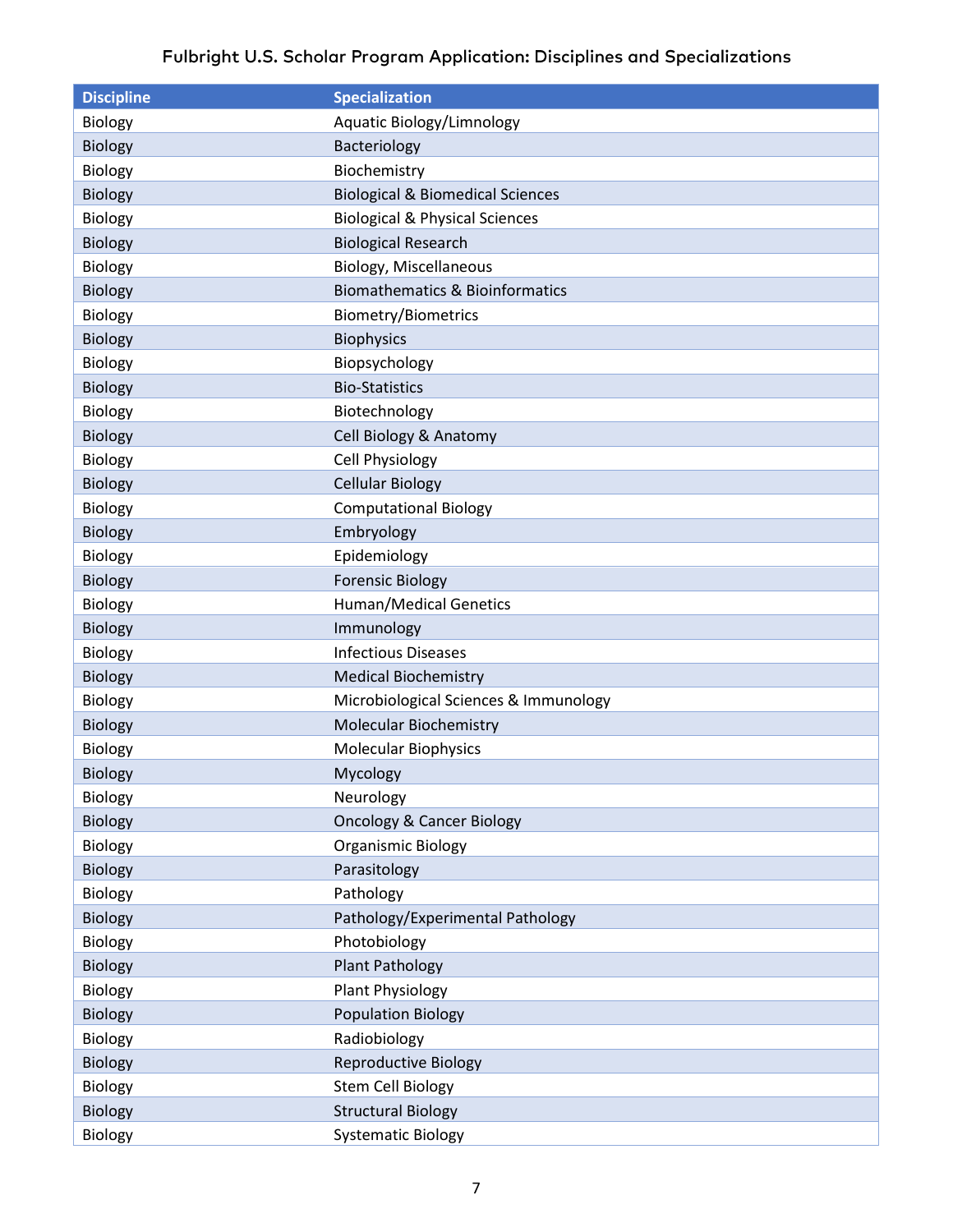## Fulbright U.S. Scholar Program Application: Disciplines and Specializations

| Discipline | Specialization |
|---|---|
| Biology | Aquatic Biology/Limnology |
| Biology | Bacteriology |
| Biology | Biochemistry |
| Biology | Biological & Biomedical Sciences |
| Biology | Biological & Physical Sciences |
| Biology | Biological Research |
| Biology | Biology, Miscellaneous |
| Biology | Biomathematics & Bioinformatics |
| Biology | Biometry/Biometrics |
| Biology | Biophysics |
| Biology | Biopsychology |
| Biology | Bio-Statistics |
| Biology | Biotechnology |
| Biology | Cell Biology & Anatomy |
| Biology | Cell Physiology |
| Biology | Cellular Biology |
| Biology | Computational Biology |
| Biology | Embryology |
| Biology | Epidemiology |
| Biology | Forensic Biology |
| Biology | Human/Medical Genetics |
| Biology | Immunology |
| Biology | Infectious Diseases |
| Biology | Medical Biochemistry |
| Biology | Microbiological Sciences & Immunology |
| Biology | Molecular Biochemistry |
| Biology | Molecular Biophysics |
| Biology | Mycology |
| Biology | Neurology |
| Biology | Oncology & Cancer Biology |
| Biology | Organismic Biology |
| Biology | Parasitology |
| Biology | Pathology |
| Biology | Pathology/Experimental Pathology |
| Biology | Photobiology |
| Biology | Plant Pathology |
| Biology | Plant Physiology |
| Biology | Population Biology |
| Biology | Radiobiology |
| Biology | Reproductive Biology |
| Biology | Stem Cell Biology |
| Biology | Structural Biology |
| Biology | Systematic Biology |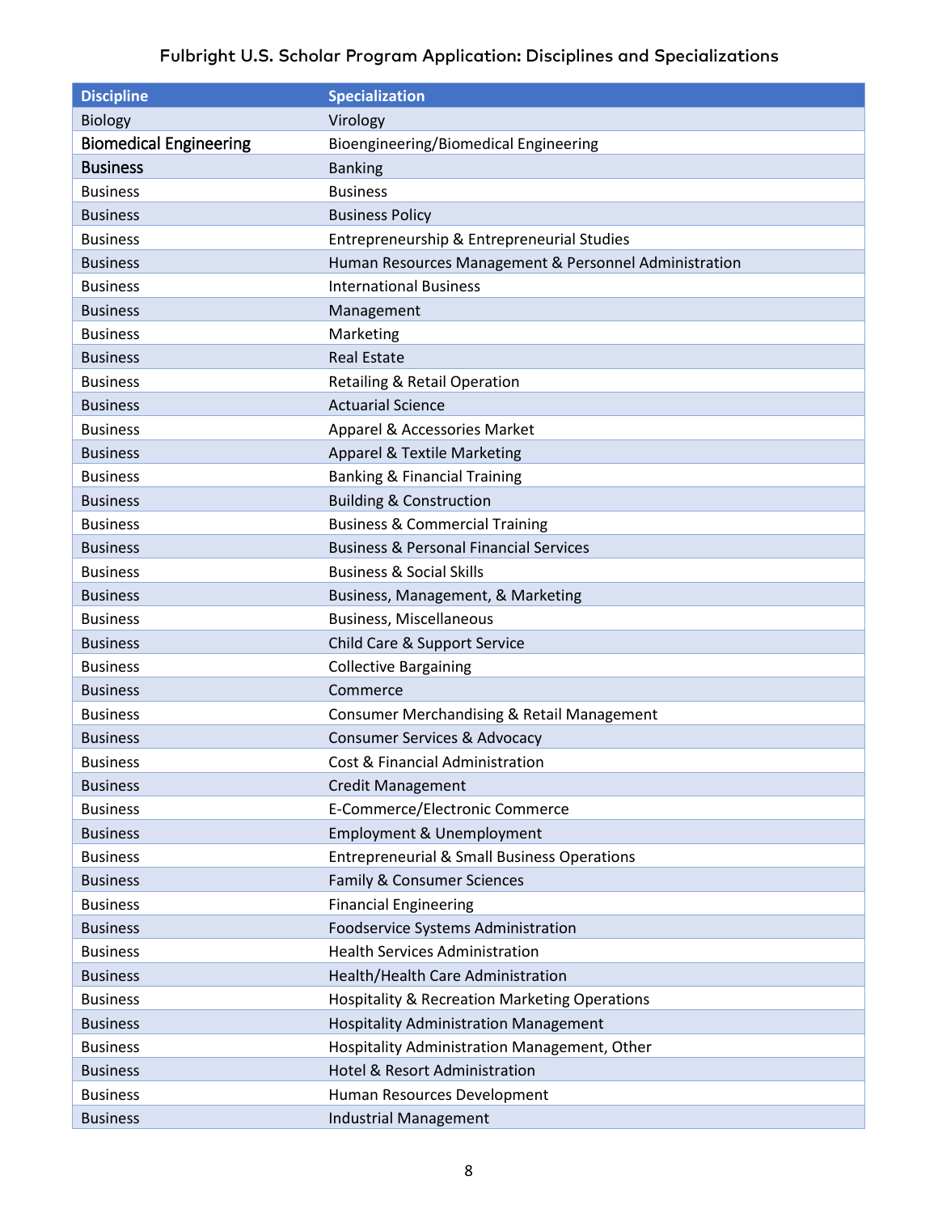## Fulbright U.S. Scholar Program Application: Disciplines and Specializations

| Discipline | Specialization |
| --- | --- |
| Biology | Virology |
| Biomedical Engineering | Bioengineering/Biomedical Engineering |
| Business | Banking |
| Business | Business |
| Business | Business Policy |
| Business | Entrepreneurship & Entrepreneurial Studies |
| Business | Human Resources Management & Personnel Administration |
| Business | International Business |
| Business | Management |
| Business | Marketing |
| Business | Real Estate |
| Business | Retailing & Retail Operation |
| Business | Actuarial Science |
| Business | Apparel & Accessories Market |
| Business | Apparel & Textile Marketing |
| Business | Banking & Financial Training |
| Business | Building & Construction |
| Business | Business & Commercial Training |
| Business | Business & Personal Financial Services |
| Business | Business & Social Skills |
| Business | Business, Management, & Marketing |
| Business | Business, Miscellaneous |
| Business | Child Care & Support Service |
| Business | Collective Bargaining |
| Business | Commerce |
| Business | Consumer Merchandising & Retail Management |
| Business | Consumer Services & Advocacy |
| Business | Cost & Financial Administration |
| Business | Credit Management |
| Business | E-Commerce/Electronic Commerce |
| Business | Employment & Unemployment |
| Business | Entrepreneurial & Small Business Operations |
| Business | Family & Consumer Sciences |
| Business | Financial Engineering |
| Business | Foodservice Systems Administration |
| Business | Health Services Administration |
| Business | Health/Health Care Administration |
| Business | Hospitality & Recreation Marketing Operations |
| Business | Hospitality Administration Management |
| Business | Hospitality Administration Management, Other |
| Business | Hotel & Resort Administration |
| Business | Human Resources Development |
| Business | Industrial Management |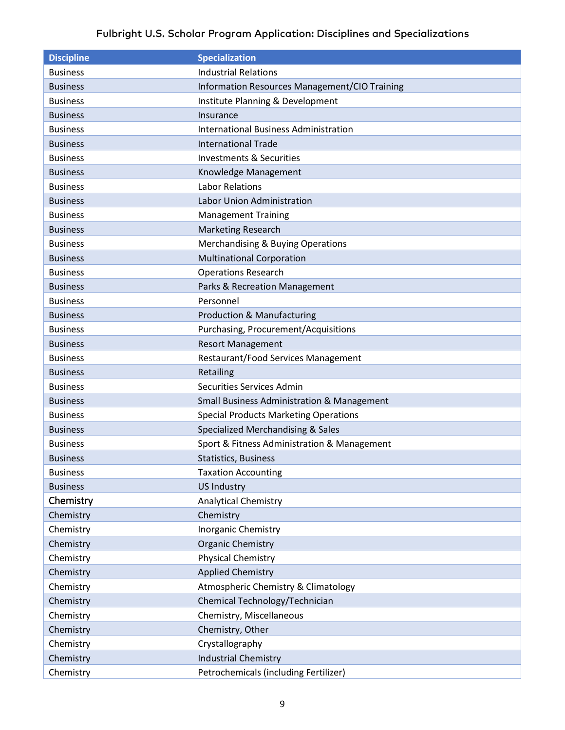## Fulbright U.S. Scholar Program Application: Disciplines and Specializations

| Discipline | Specialization |
| --- | --- |
| Business | Industrial Relations |
| Business | Information Resources Management/CIO Training |
| Business | Institute Planning & Development |
| Business | Insurance |
| Business | International Business Administration |
| Business | International Trade |
| Business | Investments & Securities |
| Business | Knowledge Management |
| Business | Labor Relations |
| Business | Labor Union Administration |
| Business | Management Training |
| Business | Marketing Research |
| Business | Merchandising & Buying Operations |
| Business | Multinational Corporation |
| Business | Operations Research |
| Business | Parks & Recreation Management |
| Business | Personnel |
| Business | Production & Manufacturing |
| Business | Purchasing, Procurement/Acquisitions |
| Business | Resort Management |
| Business | Restaurant/Food Services Management |
| Business | Retailing |
| Business | Securities Services Admin |
| Business | Small Business Administration & Management |
| Business | Special Products Marketing Operations |
| Business | Specialized Merchandising & Sales |
| Business | Sport & Fitness Administration & Management |
| Business | Statistics, Business |
| Business | Taxation Accounting |
| Business | US Industry |
| Chemistry | Analytical Chemistry |
| Chemistry | Chemistry |
| Chemistry | Inorganic Chemistry |
| Chemistry | Organic Chemistry |
| Chemistry | Physical Chemistry |
| Chemistry | Applied Chemistry |
| Chemistry | Atmospheric Chemistry & Climatology |
| Chemistry | Chemical Technology/Technician |
| Chemistry | Chemistry, Miscellaneous |
| Chemistry | Chemistry, Other |
| Chemistry | Crystallography |
| Chemistry | Industrial Chemistry |
| Chemistry | Petrochemicals (including Fertilizer) |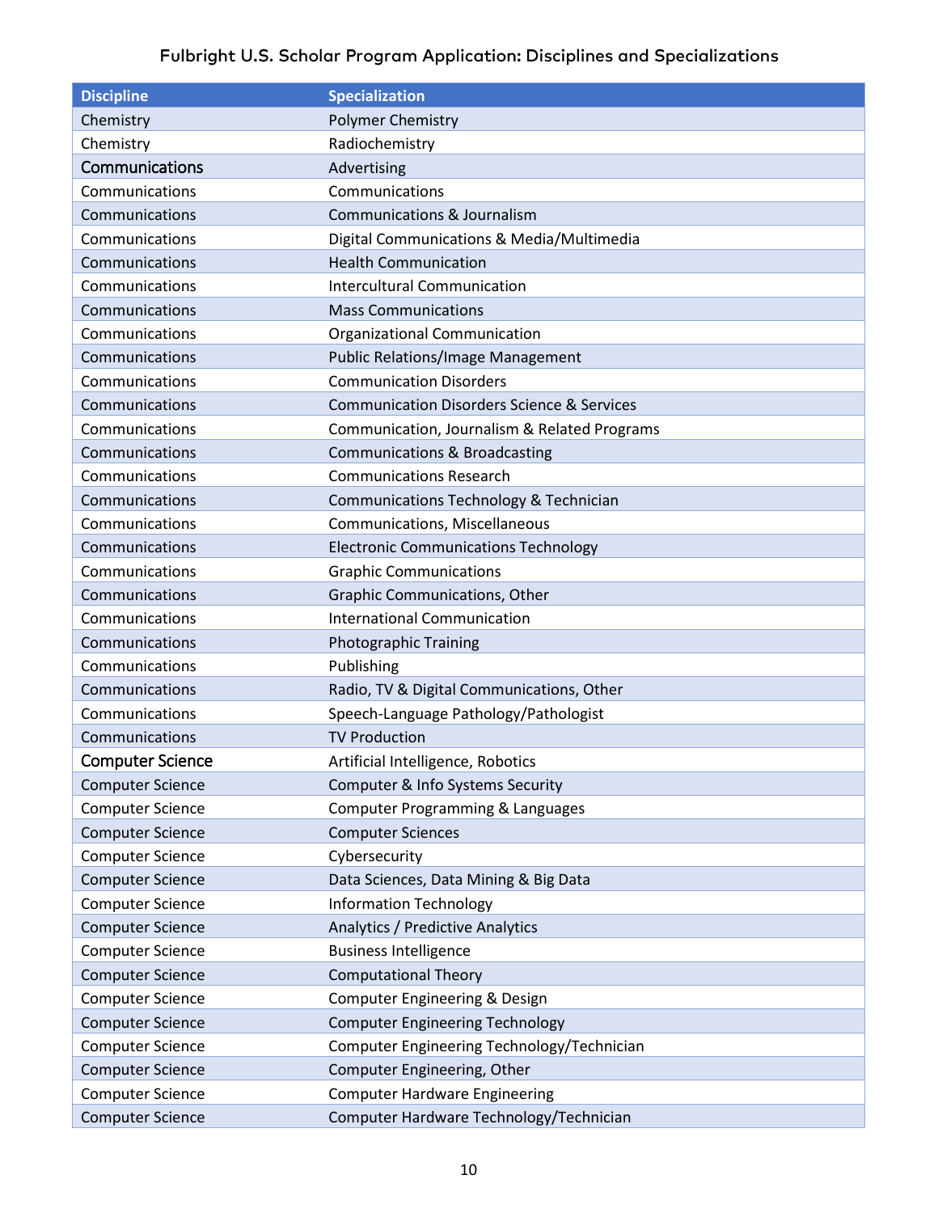# Fulbright U.S. Scholar Program Application: Disciplines and Specializations

| Discipline | Specialization |
| --- | --- |
| Chemistry | Polymer Chemistry |
| Chemistry | Radiochemistry |
| Communications | Advertising |
| Communications | Communications |
| Communications | Communications & Journalism |
| Communications | Digital Communications & Media/Multimedia |
| Communications | Health Communication |
| Communications | Intercultural Communication |
| Communications | Mass Communications |
| Communications | Organizational Communication |
| Communications | Public Relations/Image Management |
| Communications | Communication Disorders |
| Communications | Communication Disorders Science & Services |
| Communications | Communication, Journalism & Related Programs |
| Communications | Communications & Broadcasting |
| Communications | Communications Research |
| Communications | Communications Technology & Technician |
| Communications | Communications, Miscellaneous |
| Communications | Electronic Communications Technology |
| Communications | Graphic Communications |
| Communications | Graphic Communications, Other |
| Communications | International Communication |
| Communications | Photographic Training |
| Communications | Publishing |
| Communications | Radio, TV & Digital Communications, Other |
| Communications | Speech-Language Pathology/Pathologist |
| Communications | TV Production |
| Computer Science | Artificial Intelligence, Robotics |
| Computer Science | Computer & Info Systems Security |
| Computer Science | Computer Programming & Languages |
| Computer Science | Computer Sciences |
| Computer Science | Cybersecurity |
| Computer Science | Data Sciences, Data Mining & Big Data |
| Computer Science | Information Technology |
| Computer Science | Analytics / Predictive Analytics |
| Computer Science | Business Intelligence |
| Computer Science | Computational Theory |
| Computer Science | Computer Engineering & Design |
| Computer Science | Computer Engineering Technology |
| Computer Science | Computer Engineering Technology/Technician |
| Computer Science | Computer Engineering, Other |
| Computer Science | Computer Hardware Engineering |
| Computer Science | Computer Hardware Technology/Technician |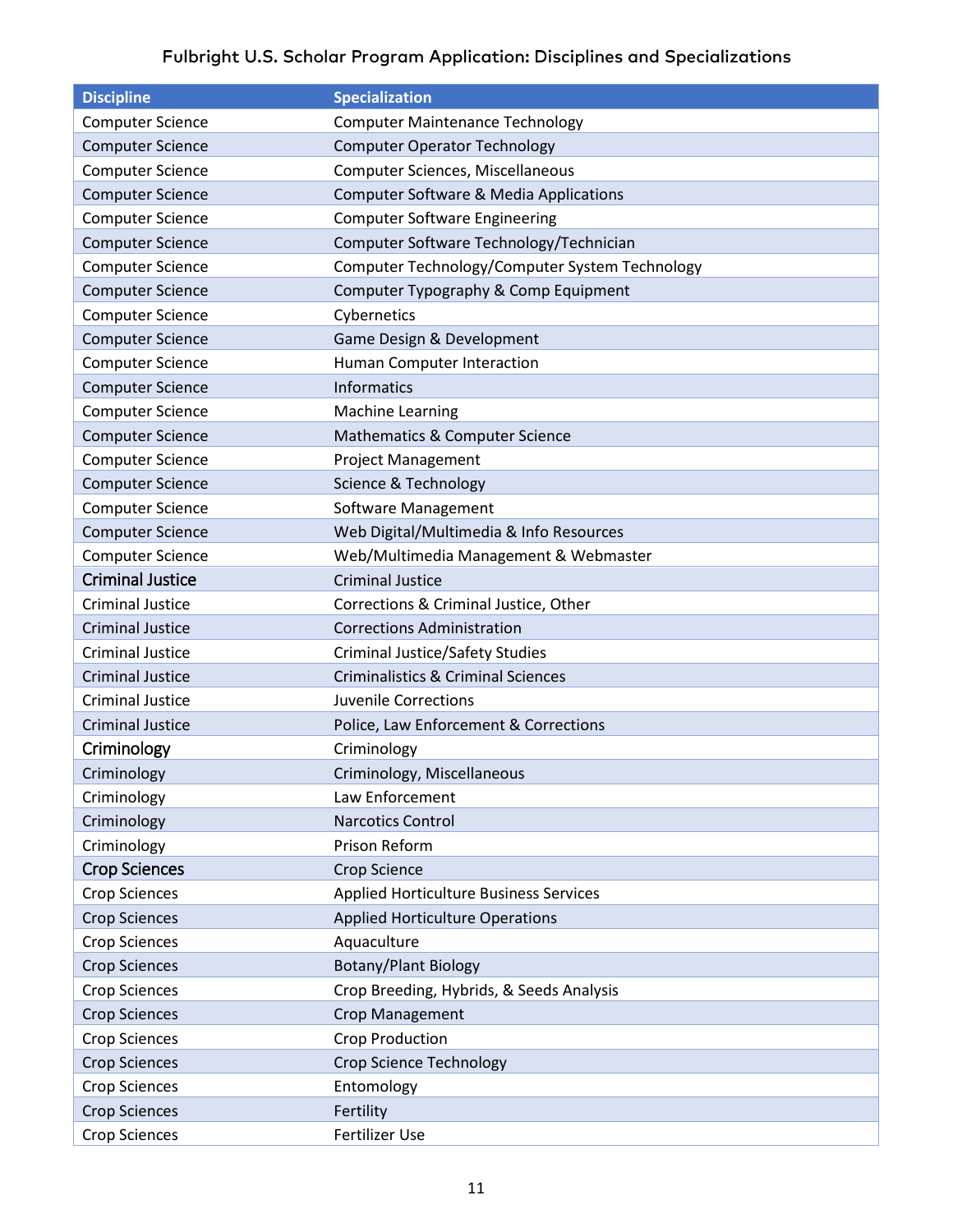Fulbright U.S. Scholar Program Application: Disciplines and Specializations

| Discipline | Specialization |
| --- | --- |
| Computer Science | Computer Maintenance Technology |
| Computer Science | Computer Operator Technology |
| Computer Science | Computer Sciences, Miscellaneous |
| Computer Science | Computer Software & Media Applications |
| Computer Science | Computer Software Engineering |
| Computer Science | Computer Software Technology/Technician |
| Computer Science | Computer Technology/Computer System Technology |
| Computer Science | Computer Typography & Comp Equipment |
| Computer Science | Cybernetics |
| Computer Science | Game Design & Development |
| Computer Science | Human Computer Interaction |
| Computer Science | Informatics |
| Computer Science | Machine Learning |
| Computer Science | Mathematics & Computer Science |
| Computer Science | Project Management |
| Computer Science | Science & Technology |
| Computer Science | Software Management |
| Computer Science | Web Digital/Multimedia & Info Resources |
| Computer Science | Web/Multimedia Management & Webmaster |
| Criminal Justice | Criminal Justice |
| Criminal Justice | Corrections & Criminal Justice, Other |
| Criminal Justice | Corrections Administration |
| Criminal Justice | Criminal Justice/Safety Studies |
| Criminal Justice | Criminalistics & Criminal Sciences |
| Criminal Justice | Juvenile Corrections |
| Criminal Justice | Police, Law Enforcement & Corrections |
| Criminology | Criminology |
| Criminology | Criminology, Miscellaneous |
| Criminology | Law Enforcement |
| Criminology | Narcotics Control |
| Criminology | Prison Reform |
| Crop Sciences | Crop Science |
| Crop Sciences | Applied Horticulture Business Services |
| Crop Sciences | Applied Horticulture Operations |
| Crop Sciences | Aquaculture |
| Crop Sciences | Botany/Plant Biology |
| Crop Sciences | Crop Breeding, Hybrids, & Seeds Analysis |
| Crop Sciences | Crop Management |
| Crop Sciences | Crop Production |
| Crop Sciences | Crop Science Technology |
| Crop Sciences | Entomology |
| Crop Sciences | Fertility |
| Crop Sciences | Fertilizer Use |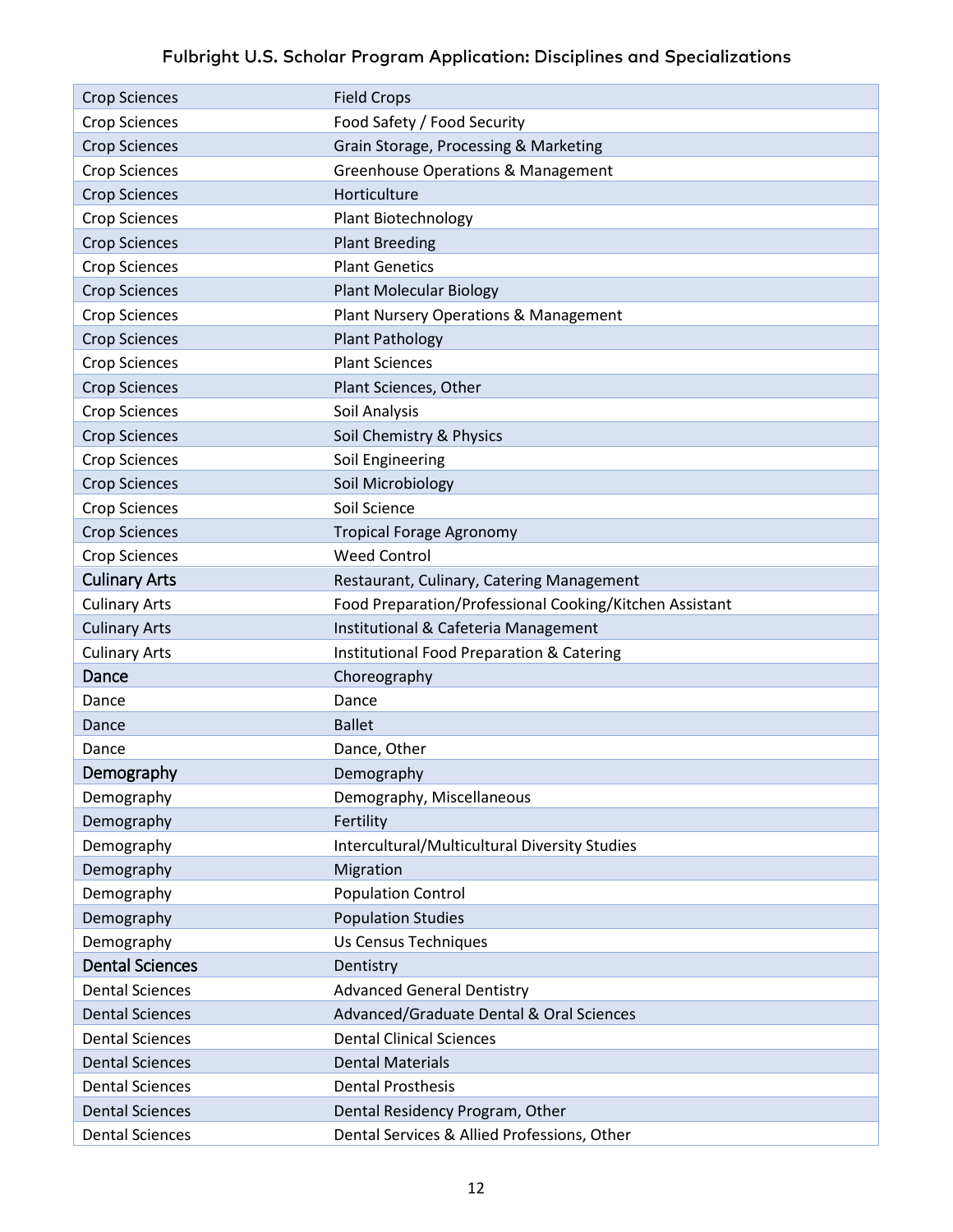| Crop Sciences | Field Crops |
|---|---|
| Crop Sciences | Food Safety / Food Security |
| Crop Sciences | Grain Storage, Processing & Marketing |
| Crop Sciences | Greenhouse Operations & Management |
| Crop Sciences | Horticulture |
| Crop Sciences | Plant Biotechnology |
| Crop Sciences | Plant Breeding |
| Crop Sciences | Plant Genetics |
| Crop Sciences | Plant Molecular Biology |
| Crop Sciences | Plant Nursery Operations & Management |
| Crop Sciences | Plant Pathology |
| Crop Sciences | Plant Sciences |
| Crop Sciences | Plant Sciences, Other |
| Crop Sciences | Soil Analysis |
| Crop Sciences | Soil Chemistry & Physics |
| Crop Sciences | Soil Engineering |
| Crop Sciences | Soil Microbiology |
| Crop Sciences | Soil Science |
| Crop Sciences | Tropical Forage Agronomy |
| Crop Sciences | Weed Control |
| Culinary Arts | Restaurant, Culinary, Catering Management |
| Culinary Arts | Food Preparation/Professional Cooking/Kitchen Assistant |
| Culinary Arts | Institutional & Cafeteria Management |
| Culinary Arts | Institutional Food Preparation & Catering |
| Dance | Choreography |
| Dance | Dance |
| Dance | Ballet |
| Dance | Dance, Other |
| Demography | Demography |
| Demography | Demography, Miscellaneous |
| Demography | Fertility |
| Demography | Intercultural/Multicultural Diversity Studies |
| Demography | Migration |
| Demography | Population Control |
| Demography | Population Studies |
| Demography | Us Census Techniques |
| Dental Sciences | Dentistry |
| Dental Sciences | Advanced General Dentistry |
| Dental Sciences | Advanced/Graduate Dental & Oral Sciences |
| Dental Sciences | Dental Clinical Sciences |
| Dental Sciences | Dental Materials |
| Dental Sciences | Dental Prosthesis |
| Dental Sciences | Dental Residency Program, Other |
| Dental Sciences | Dental Services & Allied Professions, Other |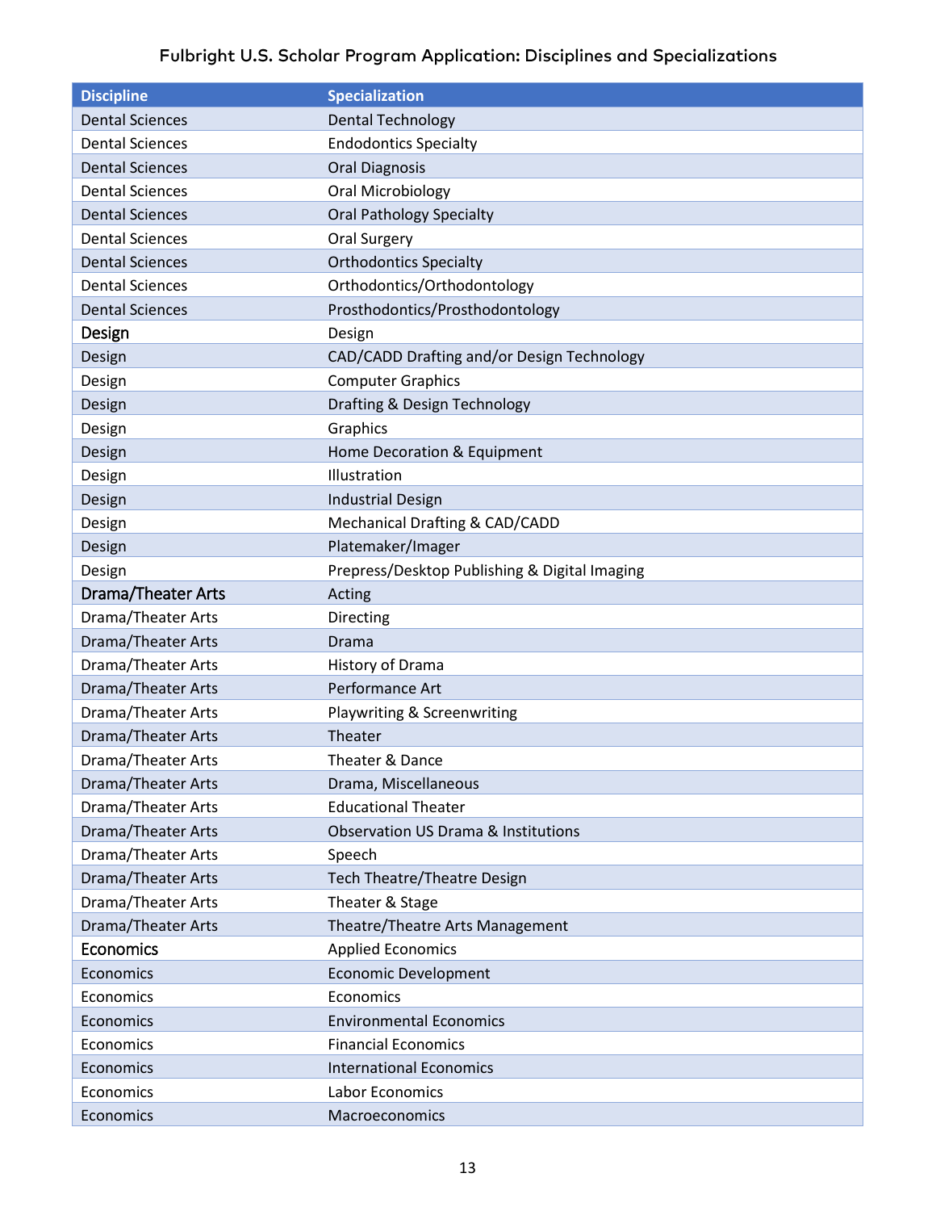Fulbright U.S. Scholar Program Application: Disciplines and Specializations

| Discipline | Specialization |
|---|---|
| Dental Sciences | Dental Technology |
| Dental Sciences | Endodontics Specialty |
| Dental Sciences | Oral Diagnosis |
| Dental Sciences | Oral Microbiology |
| Dental Sciences | Oral Pathology Specialty |
| Dental Sciences | Oral Surgery |
| Dental Sciences | Orthodontics Specialty |
| Dental Sciences | Orthodontics/Orthodontology |
| Dental Sciences | Prosthodontics/Prosthodontology |
| Design | Design |
| Design | CAD/CADD Drafting and/or Design Technology |
| Design | Computer Graphics |
| Design | Drafting & Design Technology |
| Design | Graphics |
| Design | Home Decoration & Equipment |
| Design | Illustration |
| Design | Industrial Design |
| Design | Mechanical Drafting & CAD/CADD |
| Design | Platemaker/Imager |
| Design | Prepress/Desktop Publishing & Digital Imaging |
| Drama/Theater Arts | Acting |
| Drama/Theater Arts | Directing |
| Drama/Theater Arts | Drama |
| Drama/Theater Arts | History of Drama |
| Drama/Theater Arts | Performance Art |
| Drama/Theater Arts | Playwriting & Screenwriting |
| Drama/Theater Arts | Theater |
| Drama/Theater Arts | Theater & Dance |
| Drama/Theater Arts | Drama, Miscellaneous |
| Drama/Theater Arts | Educational Theater |
| Drama/Theater Arts | Observation US Drama & Institutions |
| Drama/Theater Arts | Speech |
| Drama/Theater Arts | Tech Theatre/Theatre Design |
| Drama/Theater Arts | Theater & Stage |
| Drama/Theater Arts | Theatre/Theatre Arts Management |
| Economics | Applied Economics |
| Economics | Economic Development |
| Economics | Economics |
| Economics | Environmental Economics |
| Economics | Financial Economics |
| Economics | International Economics |
| Economics | Labor Economics |
| Economics | Macroeconomics |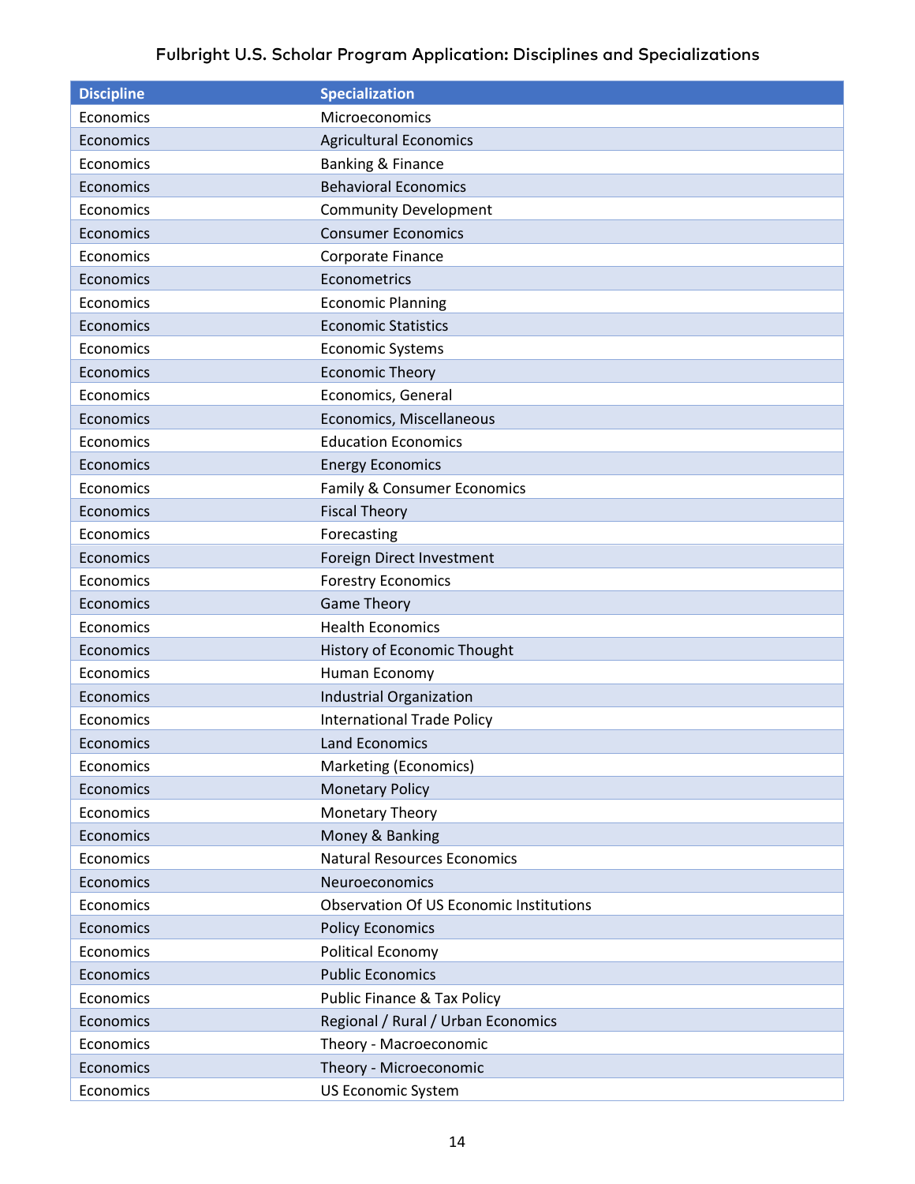## Fulbright U.S. Scholar Program Application: Disciplines and Specializations

| Discipline | Specialization |
| --- | --- |
| Economics | Microeconomics |
| Economics | Agricultural Economics |
| Economics | Banking & Finance |
| Economics | Behavioral Economics |
| Economics | Community Development |
| Economics | Consumer Economics |
| Economics | Corporate Finance |
| Economics | Econometrics |
| Economics | Economic Planning |
| Economics | Economic Statistics |
| Economics | Economic Systems |
| Economics | Economic Theory |
| Economics | Economics, General |
| Economics | Economics, Miscellaneous |
| Economics | Education Economics |
| Economics | Energy Economics |
| Economics | Family & Consumer Economics |
| Economics | Fiscal Theory |
| Economics | Forecasting |
| Economics | Foreign Direct Investment |
| Economics | Forestry Economics |
| Economics | Game Theory |
| Economics | Health Economics |
| Economics | History of Economic Thought |
| Economics | Human Economy |
| Economics | Industrial Organization |
| Economics | International Trade Policy |
| Economics | Land Economics |
| Economics | Marketing (Economics) |
| Economics | Monetary Policy |
| Economics | Monetary Theory |
| Economics | Money & Banking |
| Economics | Natural Resources Economics |
| Economics | Neuroeconomics |
| Economics | Observation Of US Economic Institutions |
| Economics | Policy Economics |
| Economics | Political Economy |
| Economics | Public Economics |
| Economics | Public Finance & Tax Policy |
| Economics | Regional / Rural / Urban Economics |
| Economics | Theory - Macroeconomic |
| Economics | Theory - Microeconomic |
| Economics | US Economic System |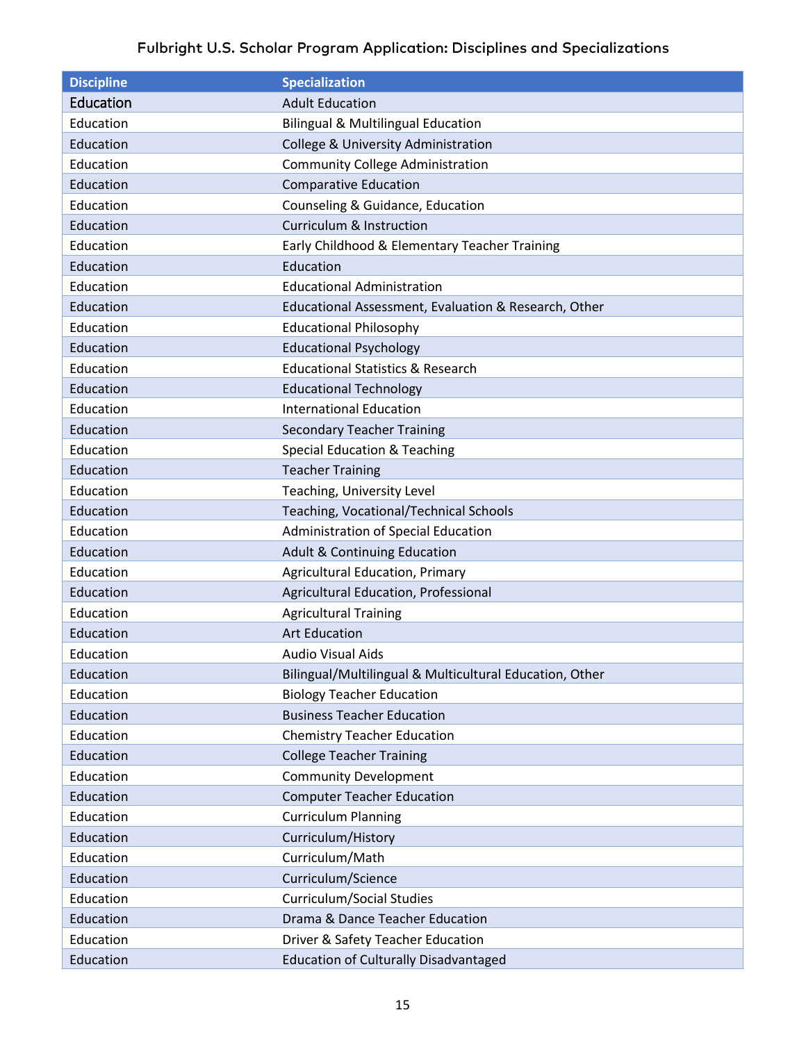## Fulbright U.S. Scholar Program Application: Disciplines and Specializations

| Discipline | Specialization |
|---|---|
| Education | Adult Education |
| Education | Bilingual & Multilingual Education |
| Education | College & University Administration |
| Education | Community College Administration |
| Education | Comparative Education |
| Education | Counseling & Guidance, Education |
| Education | Curriculum & Instruction |
| Education | Early Childhood & Elementary Teacher Training |
| Education | Education |
| Education | Educational Administration |
| Education | Educational Assessment, Evaluation & Research, Other |
| Education | Educational Philosophy |
| Education | Educational Psychology |
| Education | Educational Statistics & Research |
| Education | Educational Technology |
| Education | International Education |
| Education | Secondary Teacher Training |
| Education | Special Education & Teaching |
| Education | Teacher Training |
| Education | Teaching, University Level |
| Education | Teaching, Vocational/Technical Schools |
| Education | Administration of Special Education |
| Education | Adult & Continuing Education |
| Education | Agricultural Education, Primary |
| Education | Agricultural Education, Professional |
| Education | Agricultural Training |
| Education | Art Education |
| Education | Audio Visual Aids |
| Education | Bilingual/Multilingual & Multicultural Education, Other |
| Education | Biology Teacher Education |
| Education | Business Teacher Education |
| Education | Chemistry Teacher Education |
| Education | College Teacher Training |
| Education | Community Development |
| Education | Computer Teacher Education |
| Education | Curriculum Planning |
| Education | Curriculum/History |
| Education | Curriculum/Math |
| Education | Curriculum/Science |
| Education | Curriculum/Social Studies |
| Education | Drama & Dance Teacher Education |
| Education | Driver & Safety Teacher Education |
| Education | Education of Culturally Disadvantaged |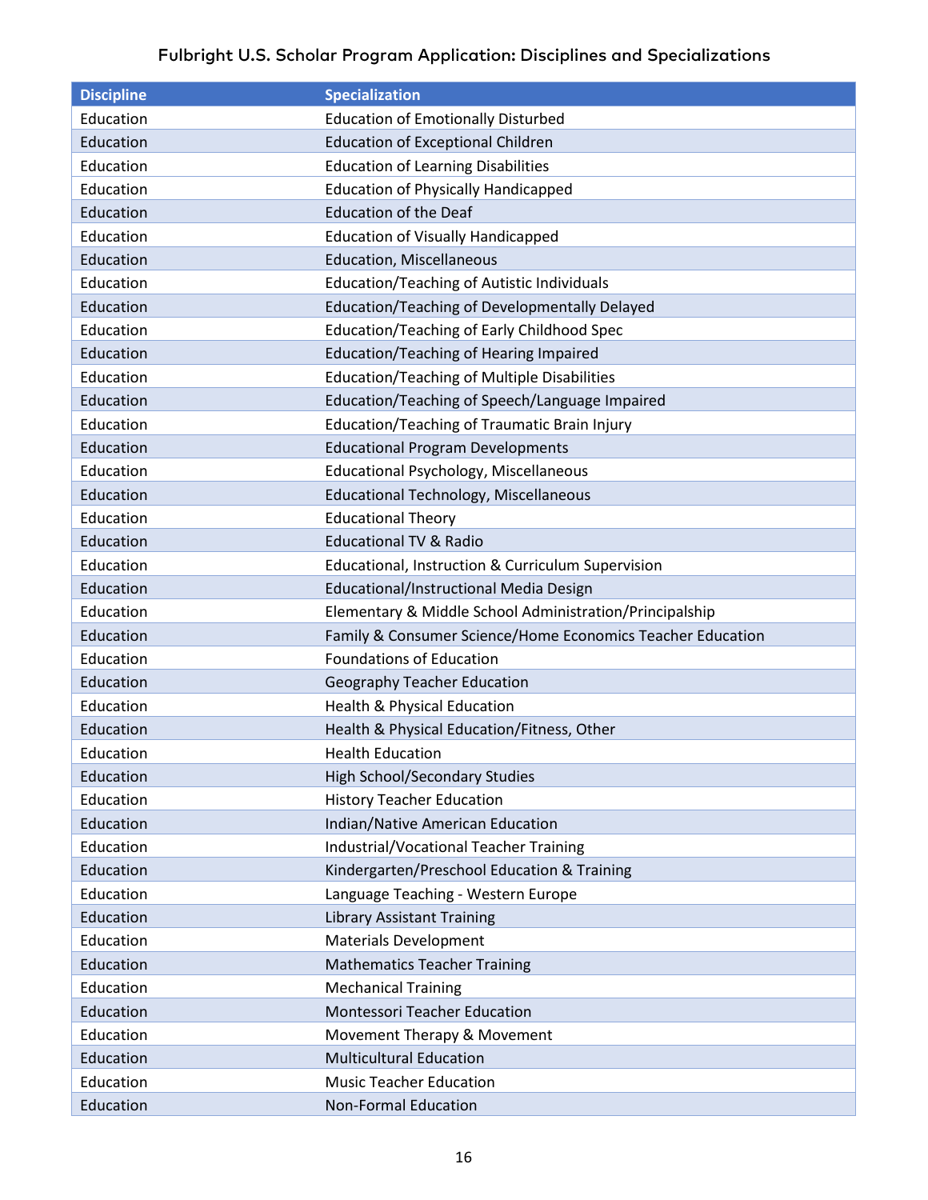Fulbright U.S. Scholar Program Application: Disciplines and Specializations

| Discipline | Specialization |
|---|---|
| Education | Education of Emotionally Disturbed |
| Education | Education of Exceptional Children |
| Education | Education of Learning Disabilities |
| Education | Education of Physically Handicapped |
| Education | Education of the Deaf |
| Education | Education of Visually Handicapped |
| Education | Education, Miscellaneous |
| Education | Education/Teaching of Autistic Individuals |
| Education | Education/Teaching of Developmentally Delayed |
| Education | Education/Teaching of Early Childhood Spec |
| Education | Education/Teaching of Hearing Impaired |
| Education | Education/Teaching of Multiple Disabilities |
| Education | Education/Teaching of Speech/Language Impaired |
| Education | Education/Teaching of Traumatic Brain Injury |
| Education | Educational Program Developments |
| Education | Educational Psychology, Miscellaneous |
| Education | Educational Technology, Miscellaneous |
| Education | Educational Theory |
| Education | Educational TV & Radio |
| Education | Educational, Instruction & Curriculum Supervision |
| Education | Educational/Instructional Media Design |
| Education | Elementary & Middle School Administration/Principalship |
| Education | Family & Consumer Science/Home Economics Teacher Education |
| Education | Foundations of Education |
| Education | Geography Teacher Education |
| Education | Health & Physical Education |
| Education | Health & Physical Education/Fitness, Other |
| Education | Health Education |
| Education | High School/Secondary Studies |
| Education | History Teacher Education |
| Education | Indian/Native American Education |
| Education | Industrial/Vocational Teacher Training |
| Education | Kindergarten/Preschool Education & Training |
| Education | Language Teaching - Western Europe |
| Education | Library Assistant Training |
| Education | Materials Development |
| Education | Mathematics Teacher Training |
| Education | Mechanical Training |
| Education | Montessori Teacher Education |
| Education | Movement Therapy & Movement |
| Education | Multicultural Education |
| Education | Music Teacher Education |
| Education | Non-Formal Education |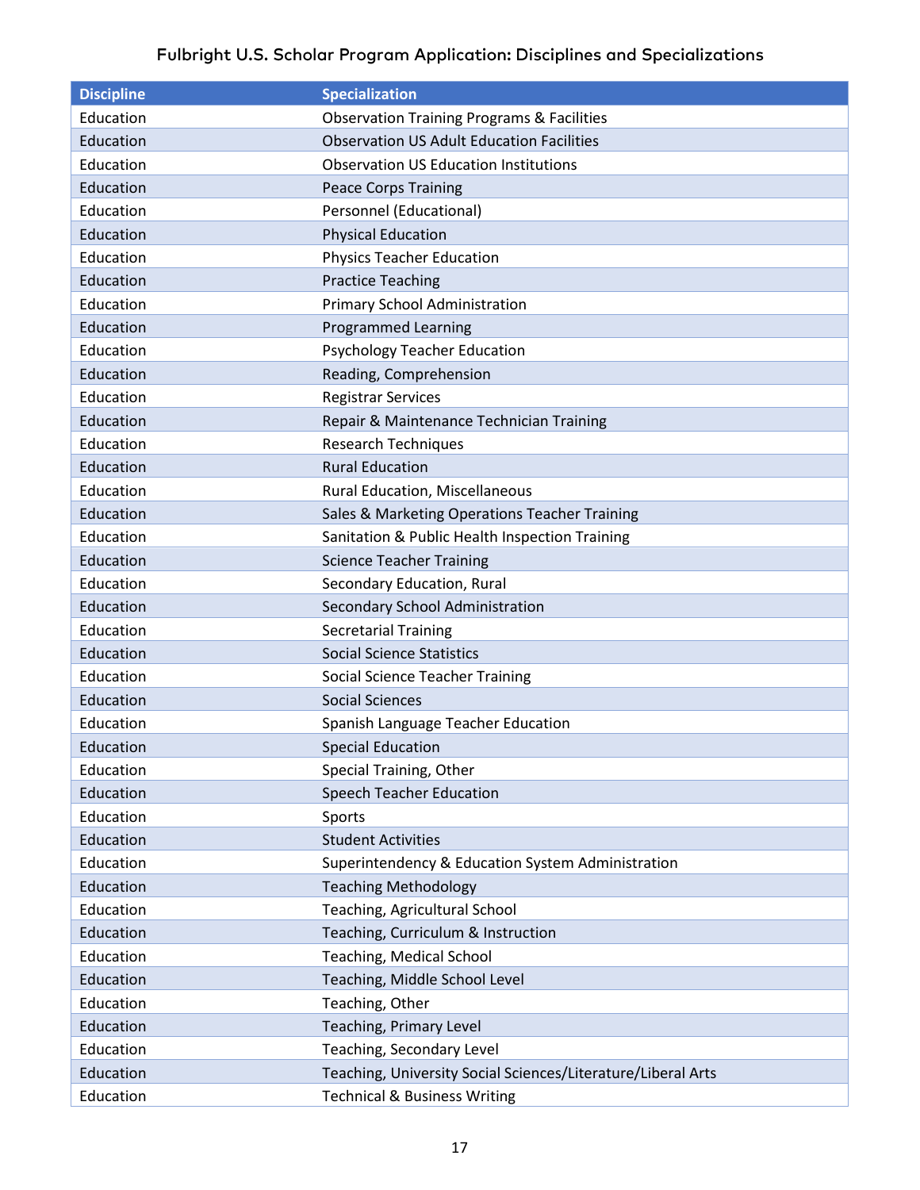Fulbright U.S. Scholar Program Application: Disciplines and Specializations

| Discipline | Specialization |
|---|---|
| Education | Observation Training Programs & Facilities |
| Education | Observation US Adult Education Facilities |
| Education | Observation US Education Institutions |
| Education | Peace Corps Training |
| Education | Personnel (Educational) |
| Education | Physical Education |
| Education | Physics Teacher Education |
| Education | Practice Teaching |
| Education | Primary School Administration |
| Education | Programmed Learning |
| Education | Psychology Teacher Education |
| Education | Reading, Comprehension |
| Education | Registrar Services |
| Education | Repair & Maintenance Technician Training |
| Education | Research Techniques |
| Education | Rural Education |
| Education | Rural Education, Miscellaneous |
| Education | Sales & Marketing Operations Teacher Training |
| Education | Sanitation & Public Health Inspection Training |
| Education | Science Teacher Training |
| Education | Secondary Education, Rural |
| Education | Secondary School Administration |
| Education | Secretarial Training |
| Education | Social Science Statistics |
| Education | Social Science Teacher Training |
| Education | Social Sciences |
| Education | Spanish Language Teacher Education |
| Education | Special Education |
| Education | Special Training, Other |
| Education | Speech Teacher Education |
| Education | Sports |
| Education | Student Activities |
| Education | Superintendency & Education System Administration |
| Education | Teaching Methodology |
| Education | Teaching, Agricultural School |
| Education | Teaching, Curriculum & Instruction |
| Education | Teaching, Medical School |
| Education | Teaching, Middle School Level |
| Education | Teaching, Other |
| Education | Teaching, Primary Level |
| Education | Teaching, Secondary Level |
| Education | Teaching, University Social Sciences/Literature/Liberal Arts |
| Education | Technical & Business Writing |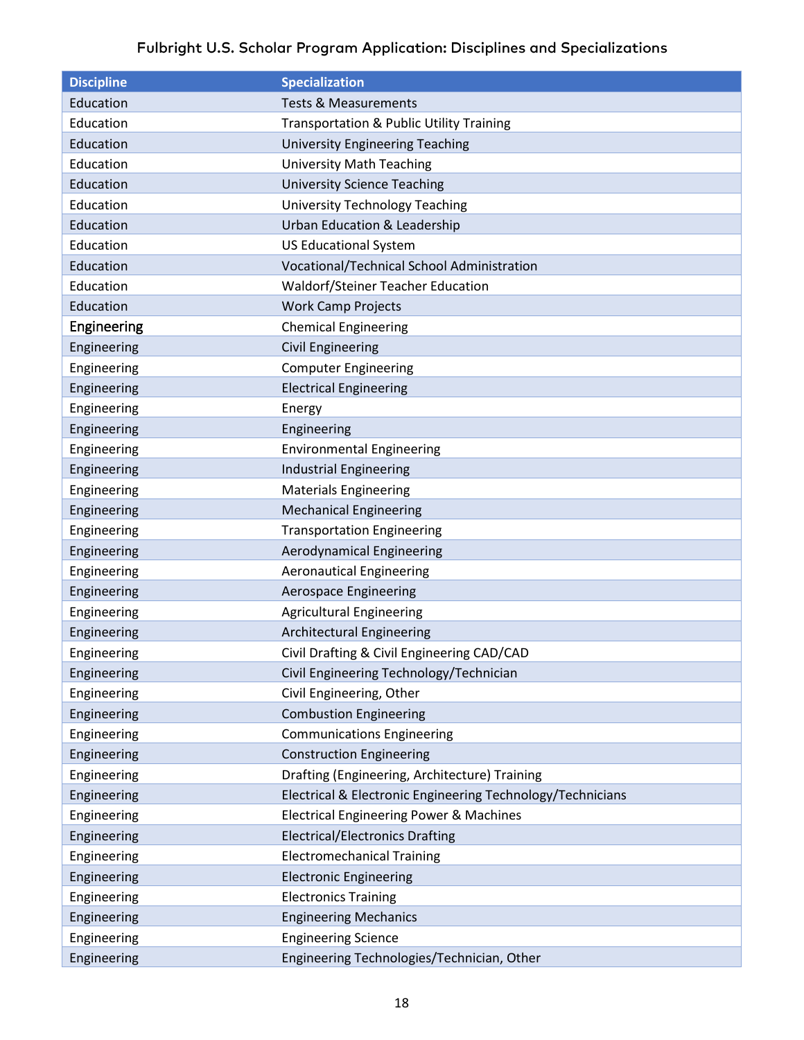Fulbright U.S. Scholar Program Application: Disciplines and Specializations

| Discipline | Specialization |
|---|---|
| Education | Tests & Measurements |
| Education | Transportation & Public Utility Training |
| Education | University Engineering Teaching |
| Education | University Math Teaching |
| Education | University Science Teaching |
| Education | University Technology Teaching |
| Education | Urban Education & Leadership |
| Education | US Educational System |
| Education | Vocational/Technical School Administration |
| Education | Waldorf/Steiner Teacher Education |
| Education | Work Camp Projects |
| Engineering | Chemical Engineering |
| Engineering | Civil Engineering |
| Engineering | Computer Engineering |
| Engineering | Electrical Engineering |
| Engineering | Energy |
| Engineering | Engineering |
| Engineering | Environmental Engineering |
| Engineering | Industrial Engineering |
| Engineering | Materials Engineering |
| Engineering | Mechanical Engineering |
| Engineering | Transportation Engineering |
| Engineering | Aerodynamical Engineering |
| Engineering | Aeronautical Engineering |
| Engineering | Aerospace Engineering |
| Engineering | Agricultural Engineering |
| Engineering | Architectural Engineering |
| Engineering | Civil Drafting & Civil Engineering CAD/CAD |
| Engineering | Civil Engineering Technology/Technician |
| Engineering | Civil Engineering, Other |
| Engineering | Combustion Engineering |
| Engineering | Communications Engineering |
| Engineering | Construction Engineering |
| Engineering | Drafting (Engineering, Architecture) Training |
| Engineering | Electrical & Electronic Engineering Technology/Technicians |
| Engineering | Electrical Engineering Power & Machines |
| Engineering | Electrical/Electronics Drafting |
| Engineering | Electromechanical Training |
| Engineering | Electronic Engineering |
| Engineering | Electronics Training |
| Engineering | Engineering Mechanics |
| Engineering | Engineering Science |
| Engineering | Engineering Technologies/Technician, Other |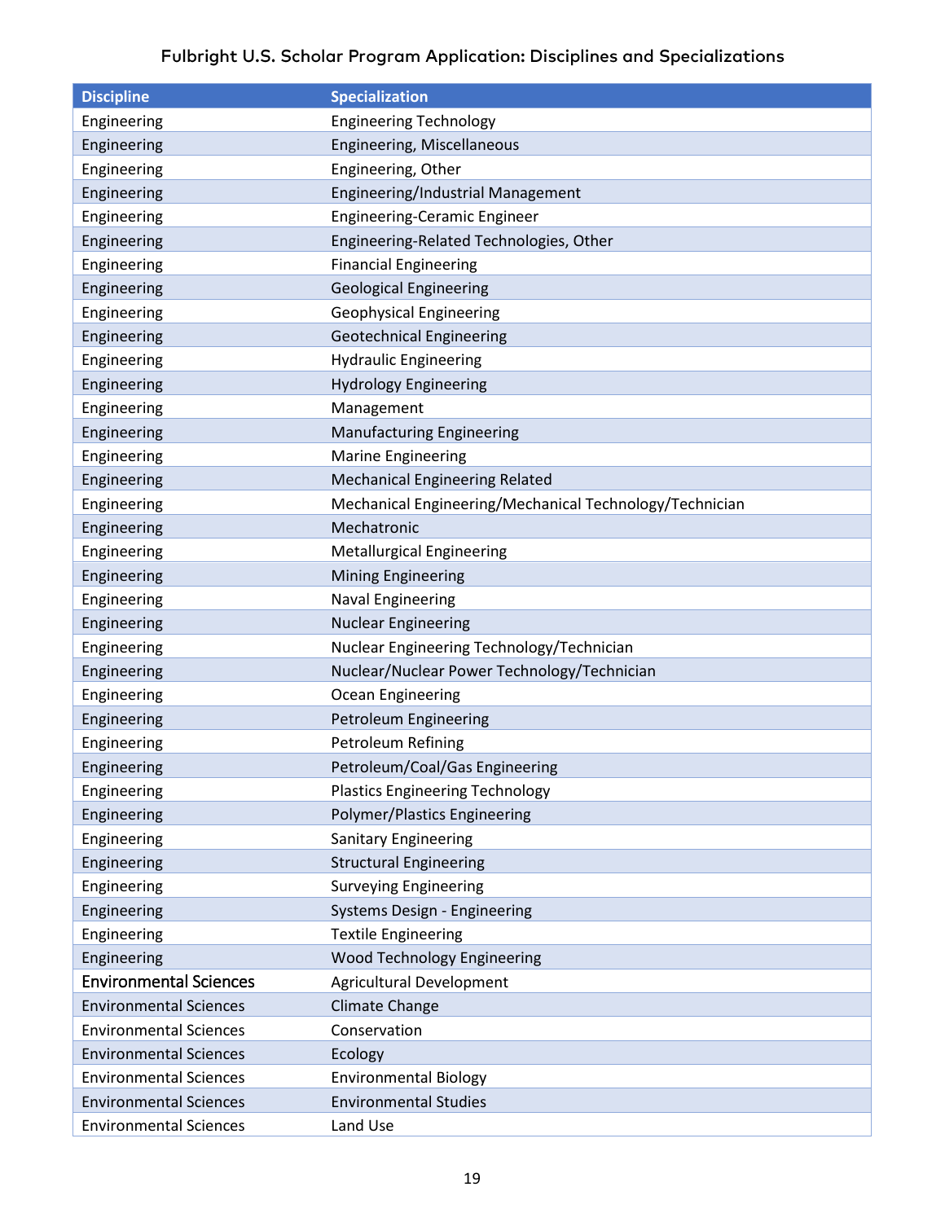# Fulbright U.S. Scholar Program Application: Disciplines and Specializations

| Discipline | Specialization |
|---|---|
| Engineering | Engineering Technology |
| Engineering | Engineering, Miscellaneous |
| Engineering | Engineering, Other |
| Engineering | Engineering/Industrial Management |
| Engineering | Engineering-Ceramic Engineer |
| Engineering | Engineering-Related Technologies, Other |
| Engineering | Financial Engineering |
| Engineering | Geological Engineering |
| Engineering | Geophysical Engineering |
| Engineering | Geotechnical Engineering |
| Engineering | Hydraulic Engineering |
| Engineering | Hydrology Engineering |
| Engineering | Management |
| Engineering | Manufacturing Engineering |
| Engineering | Marine Engineering |
| Engineering | Mechanical Engineering Related |
| Engineering | Mechanical Engineering/Mechanical Technology/Technician |
| Engineering | Mechatronic |
| Engineering | Metallurgical Engineering |
| Engineering | Mining Engineering |
| Engineering | Naval Engineering |
| Engineering | Nuclear Engineering |
| Engineering | Nuclear Engineering Technology/Technician |
| Engineering | Nuclear/Nuclear Power Technology/Technician |
| Engineering | Ocean Engineering |
| Engineering | Petroleum Engineering |
| Engineering | Petroleum Refining |
| Engineering | Petroleum/Coal/Gas Engineering |
| Engineering | Plastics Engineering Technology |
| Engineering | Polymer/Plastics Engineering |
| Engineering | Sanitary Engineering |
| Engineering | Structural Engineering |
| Engineering | Surveying Engineering |
| Engineering | Systems Design - Engineering |
| Engineering | Textile Engineering |
| Engineering | Wood Technology Engineering |
| Environmental Sciences | Agricultural Development |
| Environmental Sciences | Climate Change |
| Environmental Sciences | Conservation |
| Environmental Sciences | Ecology |
| Environmental Sciences | Environmental Biology |
| Environmental Sciences | Environmental Studies |
| Environmental Sciences | Land Use |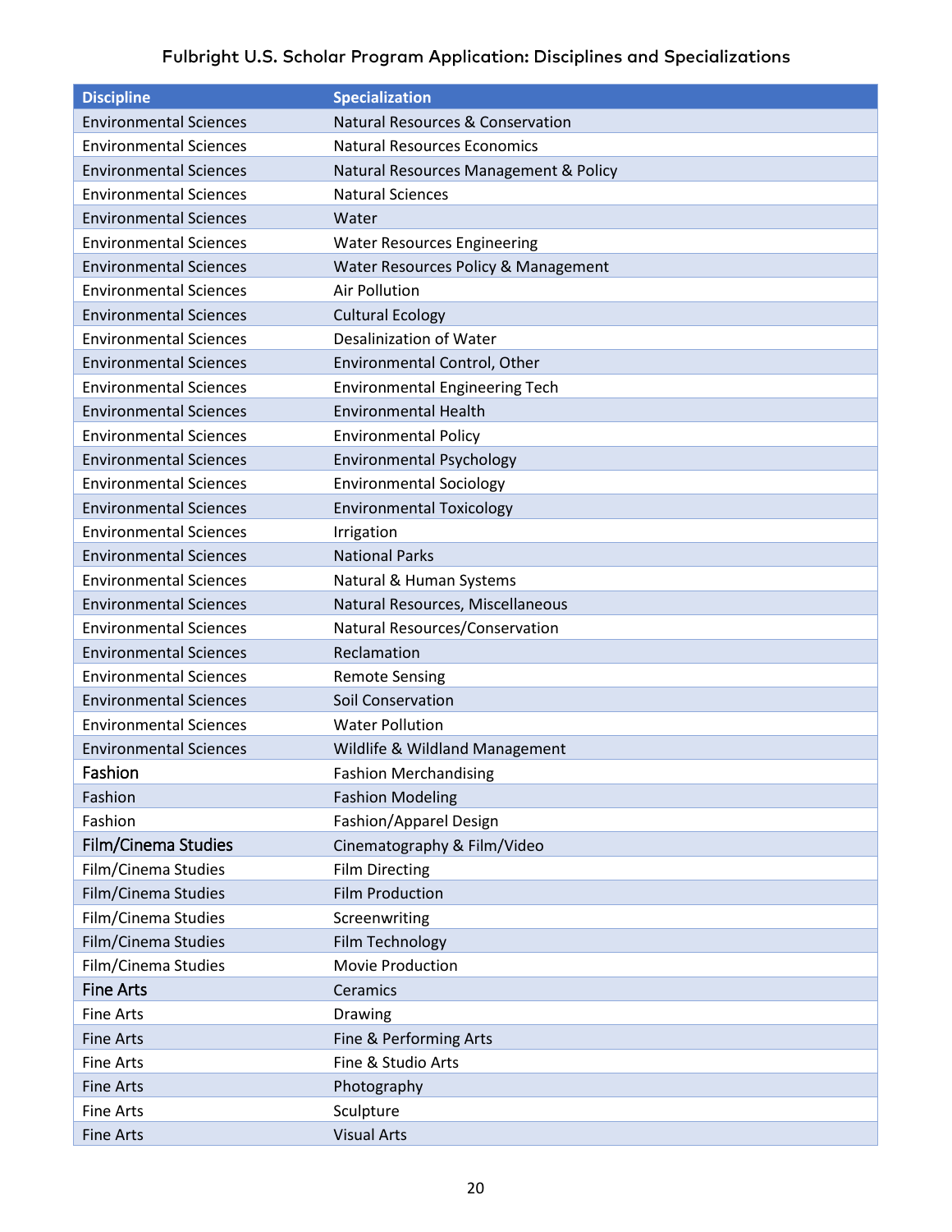# Fulbright U.S. Scholar Program Application: Disciplines and Specializations

| Discipline | Specialization |
| --- | --- |
| Environmental Sciences | Natural Resources & Conservation |
| Environmental Sciences | Natural Resources Economics |
| Environmental Sciences | Natural Resources Management & Policy |
| Environmental Sciences | Natural Sciences |
| Environmental Sciences | Water |
| Environmental Sciences | Water Resources Engineering |
| Environmental Sciences | Water Resources Policy & Management |
| Environmental Sciences | Air Pollution |
| Environmental Sciences | Cultural Ecology |
| Environmental Sciences | Desalinization of Water |
| Environmental Sciences | Environmental Control, Other |
| Environmental Sciences | Environmental Engineering Tech |
| Environmental Sciences | Environmental Health |
| Environmental Sciences | Environmental Policy |
| Environmental Sciences | Environmental Psychology |
| Environmental Sciences | Environmental Sociology |
| Environmental Sciences | Environmental Toxicology |
| Environmental Sciences | Irrigation |
| Environmental Sciences | National Parks |
| Environmental Sciences | Natural & Human Systems |
| Environmental Sciences | Natural Resources, Miscellaneous |
| Environmental Sciences | Natural Resources/Conservation |
| Environmental Sciences | Reclamation |
| Environmental Sciences | Remote Sensing |
| Environmental Sciences | Soil Conservation |
| Environmental Sciences | Water Pollution |
| Environmental Sciences | Wildlife & Wildland Management |
| Fashion | Fashion Merchandising |
| Fashion | Fashion Modeling |
| Fashion | Fashion/Apparel Design |
| Film/Cinema Studies | Cinematography & Film/Video |
| Film/Cinema Studies | Film Directing |
| Film/Cinema Studies | Film Production |
| Film/Cinema Studies | Screenwriting |
| Film/Cinema Studies | Film Technology |
| Film/Cinema Studies | Movie Production |
| Fine Arts | Ceramics |
| Fine Arts | Drawing |
| Fine Arts | Fine & Performing Arts |
| Fine Arts | Fine & Studio Arts |
| Fine Arts | Photography |
| Fine Arts | Sculpture |
| Fine Arts | Visual Arts |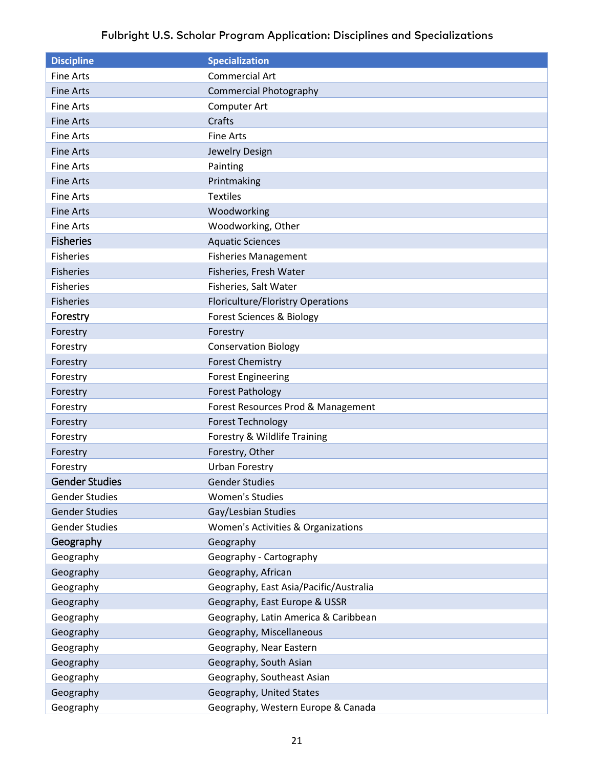# Fulbright U.S. Scholar Program Application: Disciplines and Specializations

| Discipline | Specialization |
|---|---|
| Fine Arts | Commercial Art |
| Fine Arts | Commercial Photography |
| Fine Arts | Computer Art |
| Fine Arts | Crafts |
| Fine Arts | Fine Arts |
| Fine Arts | Jewelry Design |
| Fine Arts | Painting |
| Fine Arts | Printmaking |
| Fine Arts | Textiles |
| Fine Arts | Woodworking |
| Fine Arts | Woodworking, Other |
| Fisheries | Aquatic Sciences |
| Fisheries | Fisheries Management |
| Fisheries | Fisheries, Fresh Water |
| Fisheries | Fisheries, Salt Water |
| Fisheries | Floriculture/Floristry Operations |
| Forestry | Forest Sciences & Biology |
| Forestry | Forestry |
| Forestry | Conservation Biology |
| Forestry | Forest Chemistry |
| Forestry | Forest Engineering |
| Forestry | Forest Pathology |
| Forestry | Forest Resources Prod & Management |
| Forestry | Forest Technology |
| Forestry | Forestry & Wildlife Training |
| Forestry | Forestry, Other |
| Forestry | Urban Forestry |
| Gender Studies | Gender Studies |
| Gender Studies | Women's Studies |
| Gender Studies | Gay/Lesbian Studies |
| Gender Studies | Women's Activities & Organizations |
| Geography | Geography |
| Geography | Geography - Cartography |
| Geography | Geography, African |
| Geography | Geography, East Asia/Pacific/Australia |
| Geography | Geography, East Europe & USSR |
| Geography | Geography, Latin America & Caribbean |
| Geography | Geography, Miscellaneous |
| Geography | Geography, Near Eastern |
| Geography | Geography, South Asian |
| Geography | Geography, Southeast Asian |
| Geography | Geography, United States |
| Geography | Geography, Western Europe & Canada |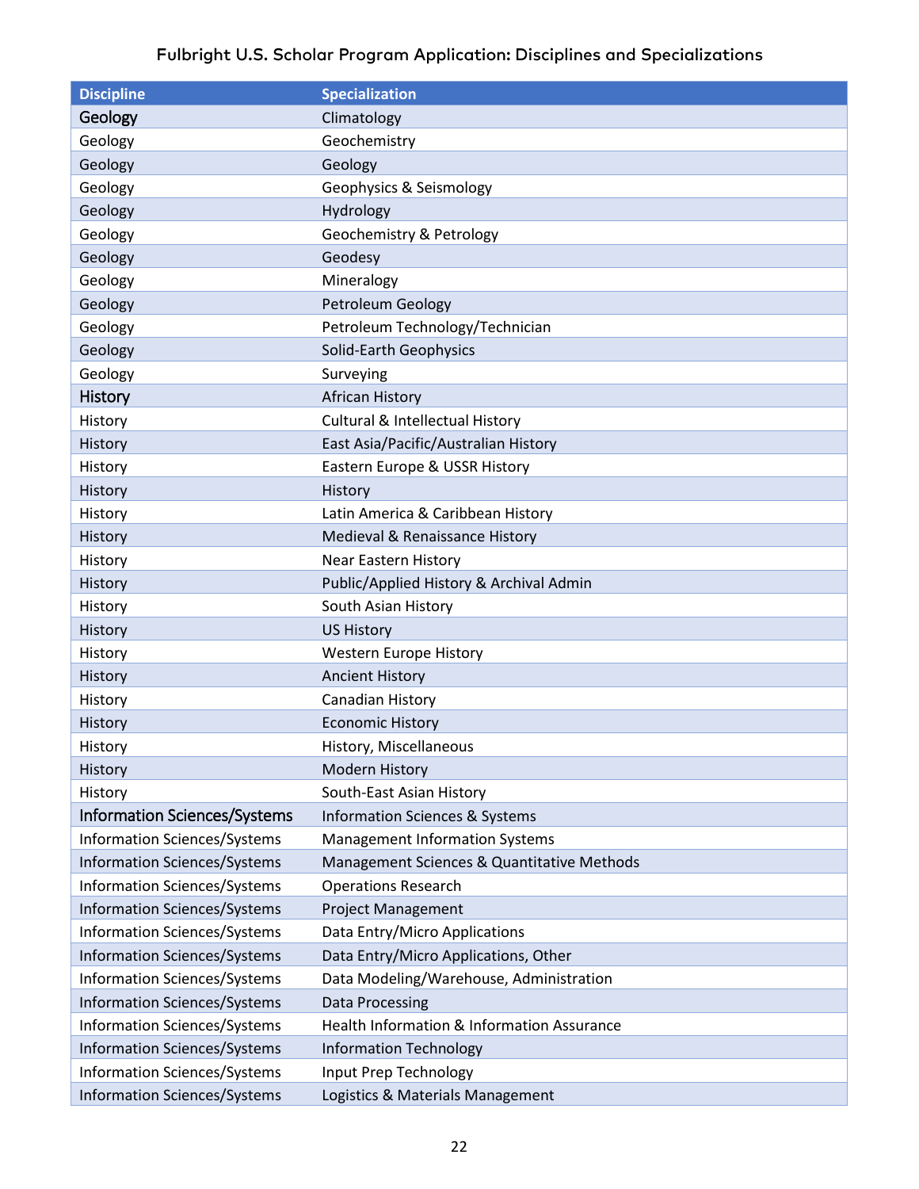Fulbright U.S. Scholar Program Application: Disciplines and Specializations

| Discipline | Specialization |
| --- | --- |
| Geology | Climatology |
| Geology | Geochemistry |
| Geology | Geology |
| Geology | Geophysics & Seismology |
| Geology | Hydrology |
| Geology | Geochemistry & Petrology |
| Geology | Geodesy |
| Geology | Mineralogy |
| Geology | Petroleum Geology |
| Geology | Petroleum Technology/Technician |
| Geology | Solid-Earth Geophysics |
| Geology | Surveying |
| History | African History |
| History | Cultural & Intellectual History |
| History | East Asia/Pacific/Australian History |
| History | Eastern Europe & USSR History |
| History | History |
| History | Latin America & Caribbean History |
| History | Medieval & Renaissance History |
| History | Near Eastern History |
| History | Public/Applied History & Archival Admin |
| History | South Asian History |
| History | US History |
| History | Western Europe History |
| History | Ancient History |
| History | Canadian History |
| History | Economic History |
| History | History, Miscellaneous |
| History | Modern History |
| History | South-East Asian History |
| Information Sciences/Systems | Information Sciences & Systems |
| Information Sciences/Systems | Management Information Systems |
| Information Sciences/Systems | Management Sciences & Quantitative Methods |
| Information Sciences/Systems | Operations Research |
| Information Sciences/Systems | Project Management |
| Information Sciences/Systems | Data Entry/Micro Applications |
| Information Sciences/Systems | Data Entry/Micro Applications, Other |
| Information Sciences/Systems | Data Modeling/Warehouse, Administration |
| Information Sciences/Systems | Data Processing |
| Information Sciences/Systems | Health Information & Information Assurance |
| Information Sciences/Systems | Information Technology |
| Information Sciences/Systems | Input Prep Technology |
| Information Sciences/Systems | Logistics & Materials Management |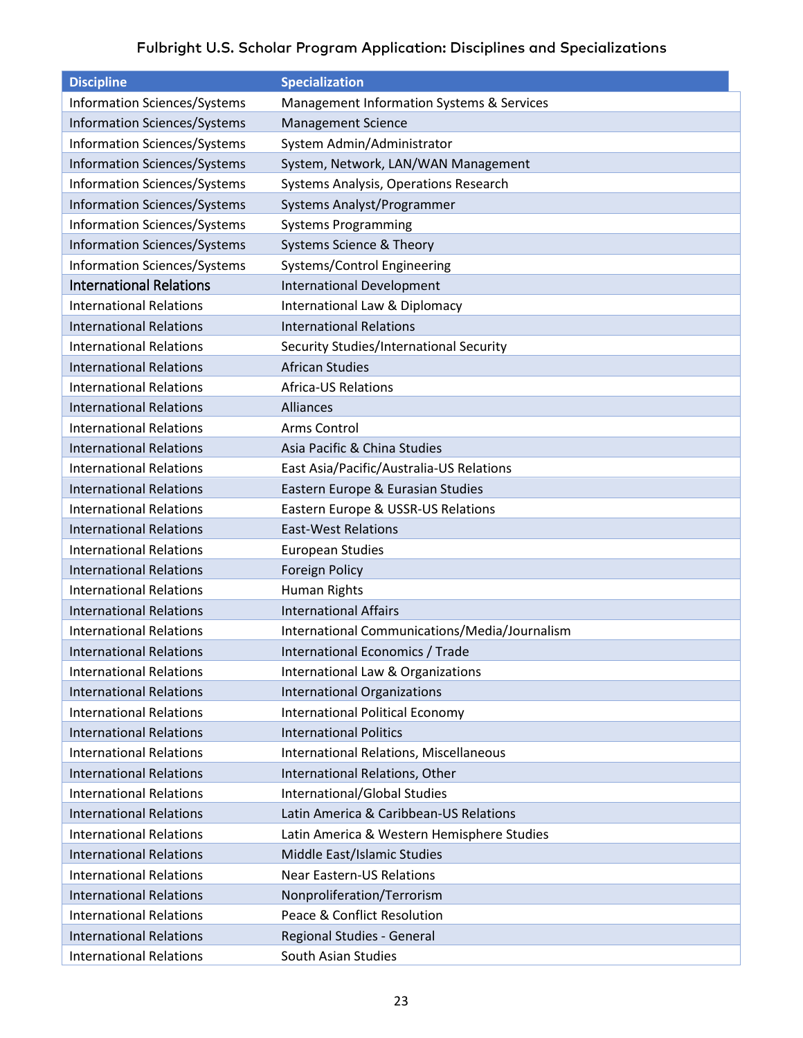# Fulbright U.S. Scholar Program Application: Disciplines and Specializations

| Discipline | Specialization |
|---|---|
| Information Sciences/Systems | Management Information Systems & Services |
| Information Sciences/Systems | Management Science |
| Information Sciences/Systems | System Admin/Administrator |
| Information Sciences/Systems | System, Network, LAN/WAN Management |
| Information Sciences/Systems | Systems Analysis, Operations Research |
| Information Sciences/Systems | Systems Analyst/Programmer |
| Information Sciences/Systems | Systems Programming |
| Information Sciences/Systems | Systems Science & Theory |
| Information Sciences/Systems | Systems/Control Engineering |
| International Relations | International Development |
| International Relations | International Law & Diplomacy |
| International Relations | International Relations |
| International Relations | Security Studies/International Security |
| International Relations | African Studies |
| International Relations | Africa-US Relations |
| International Relations | Alliances |
| International Relations | Arms Control |
| International Relations | Asia Pacific & China Studies |
| International Relations | East Asia/Pacific/Australia-US Relations |
| International Relations | Eastern Europe & Eurasian Studies |
| International Relations | Eastern Europe & USSR-US Relations |
| International Relations | East-West Relations |
| International Relations | European Studies |
| International Relations | Foreign Policy |
| International Relations | Human Rights |
| International Relations | International Affairs |
| International Relations | International Communications/Media/Journalism |
| International Relations | International Economics / Trade |
| International Relations | International Law & Organizations |
| International Relations | International Organizations |
| International Relations | International Political Economy |
| International Relations | International Politics |
| International Relations | International Relations, Miscellaneous |
| International Relations | International Relations, Other |
| International Relations | International/Global Studies |
| International Relations | Latin America & Caribbean-US Relations |
| International Relations | Latin America & Western Hemisphere Studies |
| International Relations | Middle East/Islamic Studies |
| International Relations | Near Eastern-US Relations |
| International Relations | Nonproliferation/Terrorism |
| International Relations | Peace & Conflict Resolution |
| International Relations | Regional Studies - General |
| International Relations | South Asian Studies |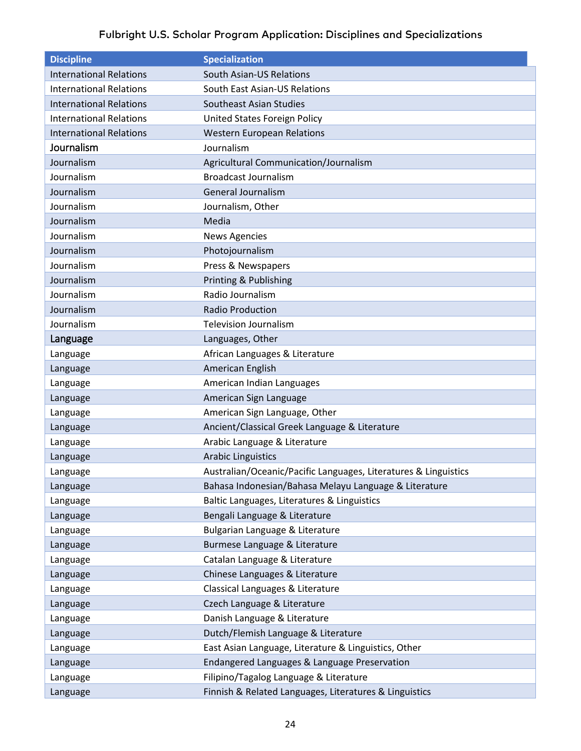Fulbright U.S. Scholar Program Application: Disciplines and Specializations

| Discipline | Specialization |
| --- | --- |
| International Relations | South Asian-US Relations |
| International Relations | South East Asian-US Relations |
| International Relations | Southeast Asian Studies |
| International Relations | United States Foreign Policy |
| International Relations | Western European Relations |
| Journalism | Journalism |
| Journalism | Agricultural Communication/Journalism |
| Journalism | Broadcast Journalism |
| Journalism | General Journalism |
| Journalism | Journalism, Other |
| Journalism | Media |
| Journalism | News Agencies |
| Journalism | Photojournalism |
| Journalism | Press & Newspapers |
| Journalism | Printing & Publishing |
| Journalism | Radio Journalism |
| Journalism | Radio Production |
| Journalism | Television Journalism |
| Language | Languages, Other |
| Language | African Languages & Literature |
| Language | American English |
| Language | American Indian Languages |
| Language | American Sign Language |
| Language | American Sign Language, Other |
| Language | Ancient/Classical Greek Language & Literature |
| Language | Arabic Language & Literature |
| Language | Arabic Linguistics |
| Language | Australian/Oceanic/Pacific Languages, Literatures & Linguistics |
| Language | Bahasa Indonesian/Bahasa Melayu Language & Literature |
| Language | Baltic Languages, Literatures & Linguistics |
| Language | Bengali Language & Literature |
| Language | Bulgarian Language & Literature |
| Language | Burmese Language & Literature |
| Language | Catalan Language & Literature |
| Language | Chinese Languages & Literature |
| Language | Classical Languages & Literature |
| Language | Czech Language & Literature |
| Language | Danish Language & Literature |
| Language | Dutch/Flemish Language & Literature |
| Language | East Asian Language, Literature & Linguistics, Other |
| Language | Endangered Languages & Language Preservation |
| Language | Filipino/Tagalog Language & Literature |
| Language | Finnish & Related Languages, Literatures & Linguistics |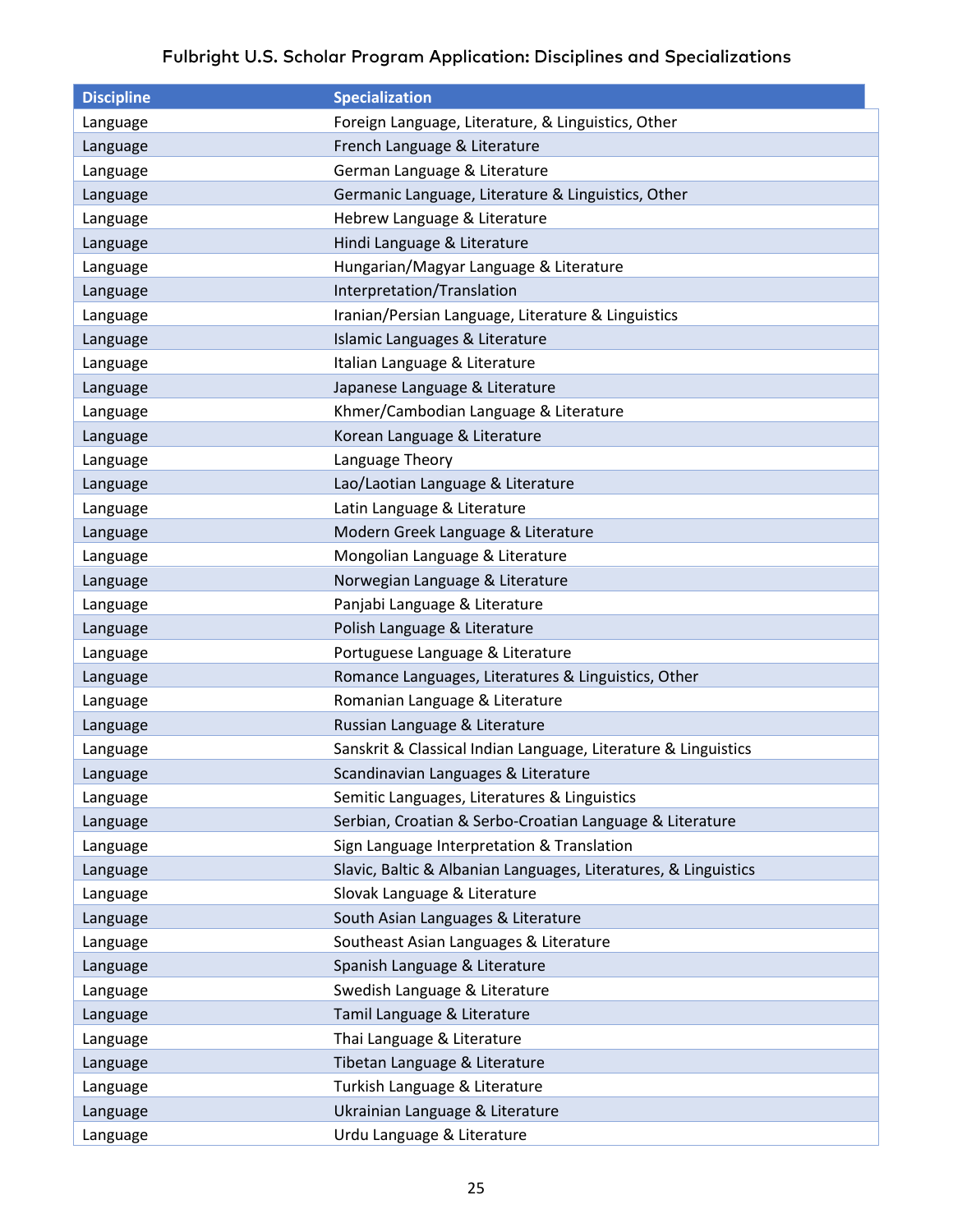Fulbright U.S. Scholar Program Application: Disciplines and Specializations

| Discipline | Specialization |
|---|---|
| Language | Foreign Language, Literature, & Linguistics, Other |
| Language | French Language & Literature |
| Language | German Language & Literature |
| Language | Germanic Language, Literature & Linguistics, Other |
| Language | Hebrew Language & Literature |
| Language | Hindi Language & Literature |
| Language | Hungarian/Magyar Language & Literature |
| Language | Interpretation/Translation |
| Language | Iranian/Persian Language, Literature & Linguistics |
| Language | Islamic Languages & Literature |
| Language | Italian Language & Literature |
| Language | Japanese Language & Literature |
| Language | Khmer/Cambodian Language & Literature |
| Language | Korean Language & Literature |
| Language | Language Theory |
| Language | Lao/Laotian Language & Literature |
| Language | Latin Language & Literature |
| Language | Modern Greek Language & Literature |
| Language | Mongolian Language & Literature |
| Language | Norwegian Language & Literature |
| Language | Panjabi Language & Literature |
| Language | Polish Language & Literature |
| Language | Portuguese Language & Literature |
| Language | Romance Languages, Literatures & Linguistics, Other |
| Language | Romanian Language & Literature |
| Language | Russian Language & Literature |
| Language | Sanskrit & Classical Indian Language, Literature & Linguistics |
| Language | Scandinavian Languages & Literature |
| Language | Semitic Languages, Literatures & Linguistics |
| Language | Serbian, Croatian & Serbo-Croatian Language & Literature |
| Language | Sign Language Interpretation & Translation |
| Language | Slavic, Baltic & Albanian Languages, Literatures, & Linguistics |
| Language | Slovak Language & Literature |
| Language | South Asian Languages & Literature |
| Language | Southeast Asian Languages & Literature |
| Language | Spanish Language & Literature |
| Language | Swedish Language & Literature |
| Language | Tamil Language & Literature |
| Language | Thai Language & Literature |
| Language | Tibetan Language & Literature |
| Language | Turkish Language & Literature |
| Language | Ukrainian Language & Literature |
| Language | Urdu Language & Literature |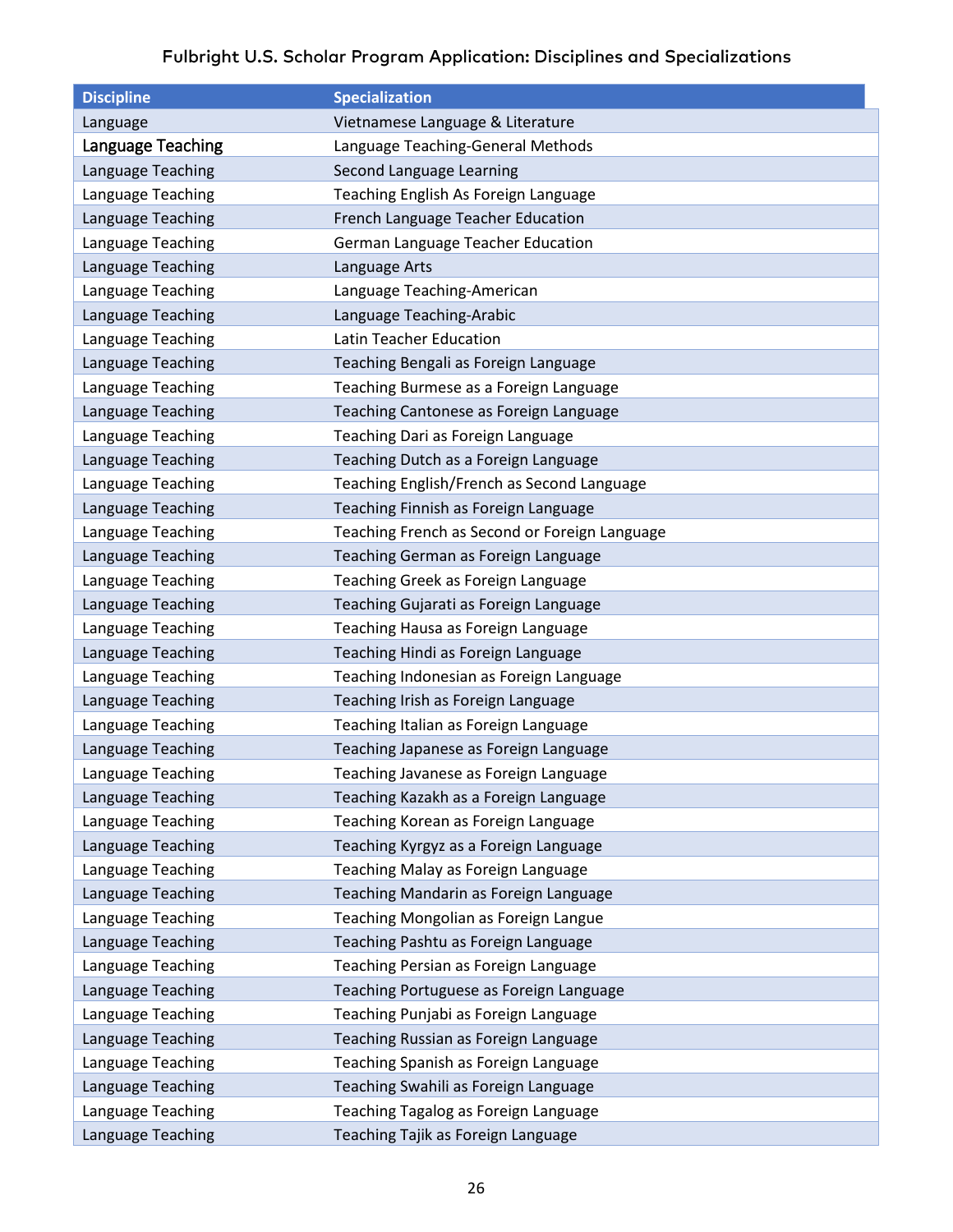Fulbright U.S. Scholar Program Application: Disciplines and Specializations

| Discipline | Specialization |
|---|---|
| Language | Vietnamese Language & Literature |
| Language Teaching | Language Teaching-General Methods |
| Language Teaching | Second Language Learning |
| Language Teaching | Teaching English As Foreign Language |
| Language Teaching | French Language Teacher Education |
| Language Teaching | German Language Teacher Education |
| Language Teaching | Language Arts |
| Language Teaching | Language Teaching-American |
| Language Teaching | Language Teaching-Arabic |
| Language Teaching | Latin Teacher Education |
| Language Teaching | Teaching Bengali as Foreign Language |
| Language Teaching | Teaching Burmese as a Foreign Language |
| Language Teaching | Teaching Cantonese as Foreign Language |
| Language Teaching | Teaching Dari as Foreign Language |
| Language Teaching | Teaching Dutch as a Foreign Language |
| Language Teaching | Teaching English/French as Second Language |
| Language Teaching | Teaching Finnish as Foreign Language |
| Language Teaching | Teaching French as Second or Foreign Language |
| Language Teaching | Teaching German as Foreign Language |
| Language Teaching | Teaching Greek as Foreign Language |
| Language Teaching | Teaching Gujarati as Foreign Language |
| Language Teaching | Teaching Hausa as Foreign Language |
| Language Teaching | Teaching Hindi as Foreign Language |
| Language Teaching | Teaching Indonesian as Foreign Language |
| Language Teaching | Teaching Irish as Foreign Language |
| Language Teaching | Teaching Italian as Foreign Language |
| Language Teaching | Teaching Japanese as Foreign Language |
| Language Teaching | Teaching Javanese as Foreign Language |
| Language Teaching | Teaching Kazakh as a Foreign Language |
| Language Teaching | Teaching Korean as Foreign Language |
| Language Teaching | Teaching Kyrgyz as a Foreign Language |
| Language Teaching | Teaching Malay as Foreign Language |
| Language Teaching | Teaching Mandarin as Foreign Language |
| Language Teaching | Teaching Mongolian as Foreign Langue |
| Language Teaching | Teaching Pashtu as Foreign Language |
| Language Teaching | Teaching Persian as Foreign Language |
| Language Teaching | Teaching Portuguese as Foreign Language |
| Language Teaching | Teaching Punjabi as Foreign Language |
| Language Teaching | Teaching Russian as Foreign Language |
| Language Teaching | Teaching Spanish as Foreign Language |
| Language Teaching | Teaching Swahili as Foreign Language |
| Language Teaching | Teaching Tagalog as Foreign Language |
| Language Teaching | Teaching Tajik as Foreign Language |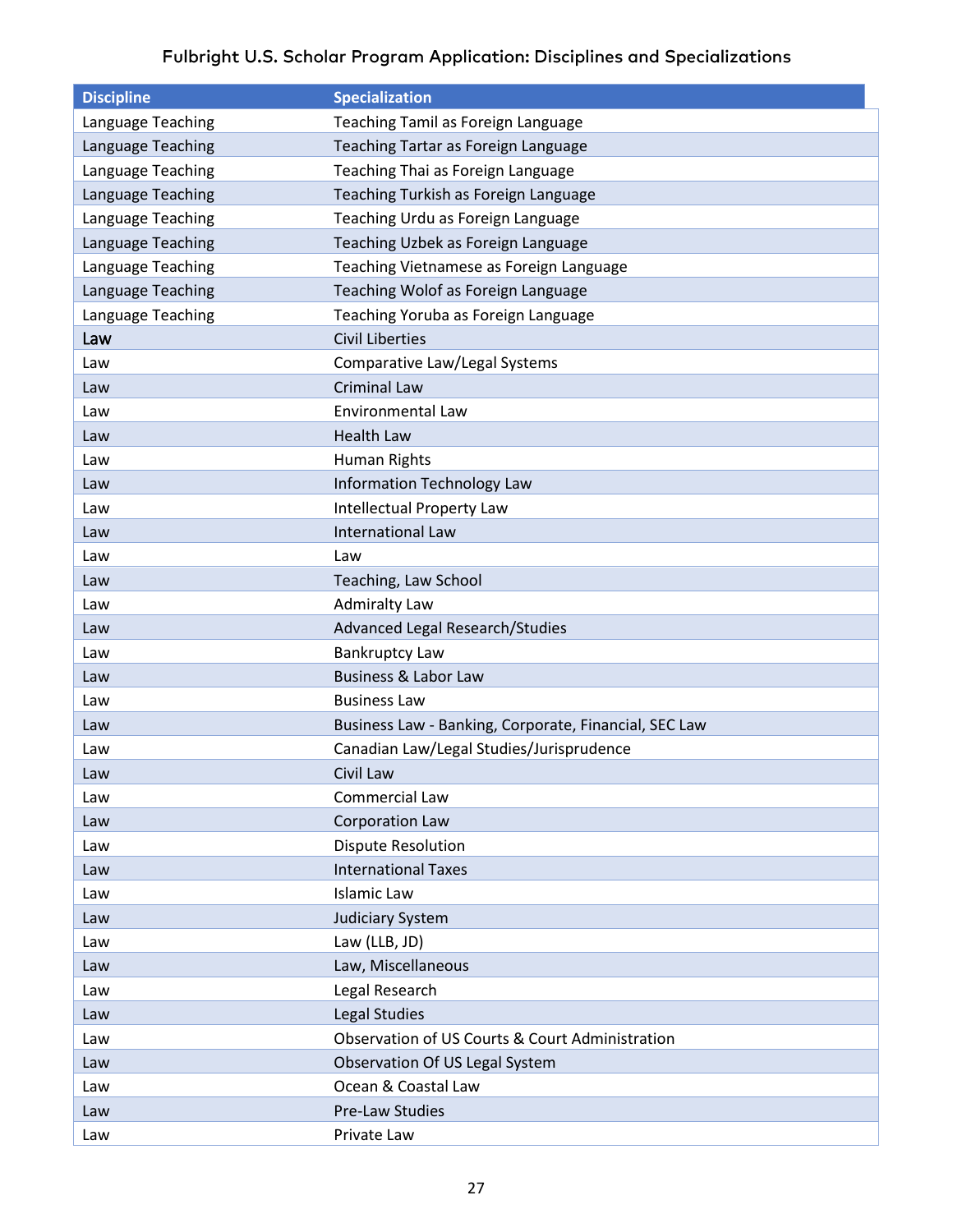Fulbright U.S. Scholar Program Application: Disciplines and Specializations

| Discipline | Specialization |
|---|---|
| Language Teaching | Teaching Tamil as Foreign Language |
| Language Teaching | Teaching Tartar as Foreign Language |
| Language Teaching | Teaching Thai as Foreign Language |
| Language Teaching | Teaching Turkish as Foreign Language |
| Language Teaching | Teaching Urdu as Foreign Language |
| Language Teaching | Teaching Uzbek as Foreign Language |
| Language Teaching | Teaching Vietnamese as Foreign Language |
| Language Teaching | Teaching Wolof as Foreign Language |
| Language Teaching | Teaching Yoruba as Foreign Language |
| Law | Civil Liberties |
| Law | Comparative Law/Legal Systems |
| Law | Criminal Law |
| Law | Environmental Law |
| Law | Health Law |
| Law | Human Rights |
| Law | Information Technology Law |
| Law | Intellectual Property Law |
| Law | International Law |
| Law | Law |
| Law | Teaching, Law School |
| Law | Admiralty Law |
| Law | Advanced Legal Research/Studies |
| Law | Bankruptcy Law |
| Law | Business & Labor Law |
| Law | Business Law |
| Law | Business Law - Banking, Corporate, Financial, SEC Law |
| Law | Canadian Law/Legal Studies/Jurisprudence |
| Law | Civil Law |
| Law | Commercial Law |
| Law | Corporation Law |
| Law | Dispute Resolution |
| Law | International Taxes |
| Law | Islamic Law |
| Law | Judiciary System |
| Law | Law (LLB, JD) |
| Law | Law, Miscellaneous |
| Law | Legal Research |
| Law | Legal Studies |
| Law | Observation of US Courts & Court Administration |
| Law | Observation Of US Legal System |
| Law | Ocean & Coastal Law |
| Law | Pre-Law Studies |
| Law | Private Law |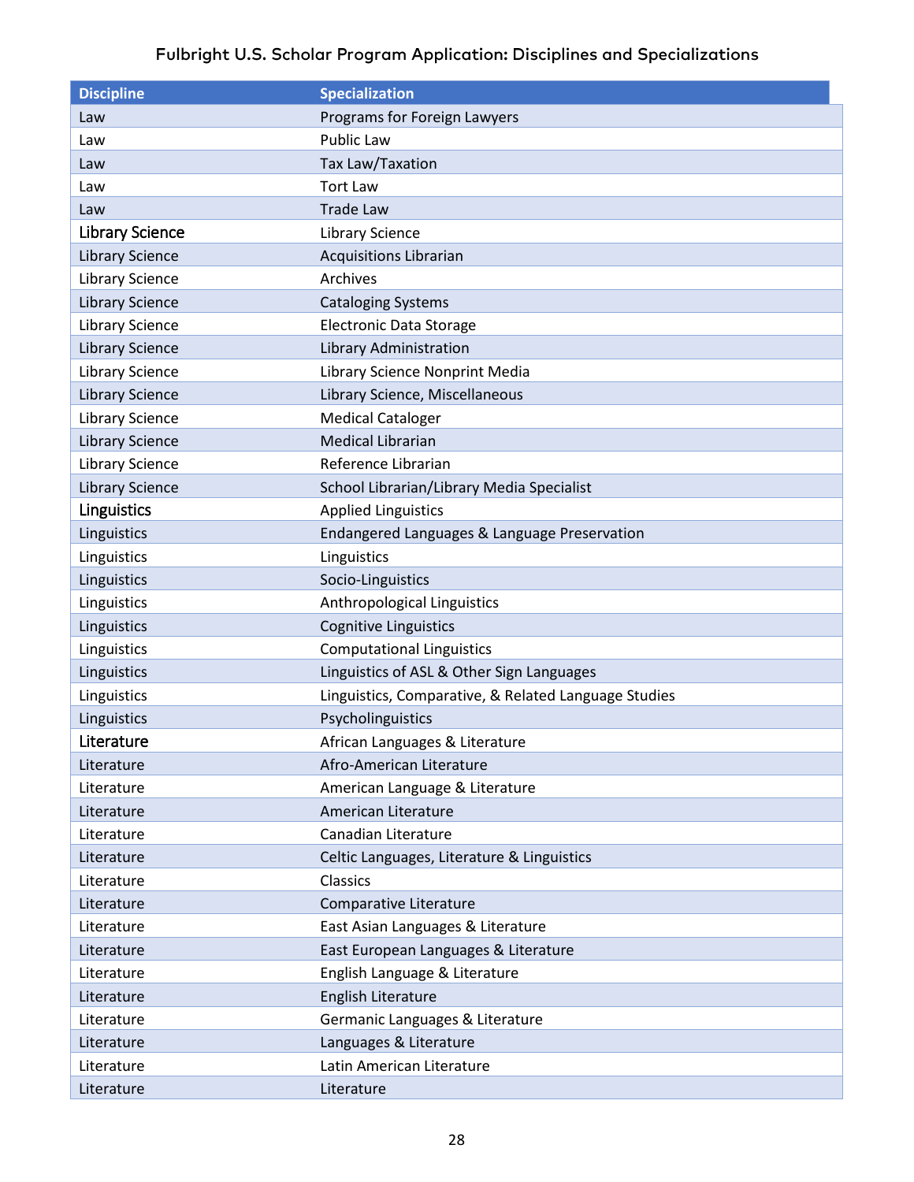Fulbright U.S. Scholar Program Application: Disciplines and Specializations

| Discipline | Specialization |
| --- | --- |
| Law | Programs for Foreign Lawyers |
| Law | Public Law |
| Law | Tax Law/Taxation |
| Law | Tort Law |
| Law | Trade Law |
| Library Science | Library Science |
| Library Science | Acquisitions Librarian |
| Library Science | Archives |
| Library Science | Cataloging Systems |
| Library Science | Electronic Data Storage |
| Library Science | Library Administration |
| Library Science | Library Science Nonprint Media |
| Library Science | Library Science, Miscellaneous |
| Library Science | Medical Cataloger |
| Library Science | Medical Librarian |
| Library Science | Reference Librarian |
| Library Science | School Librarian/Library Media Specialist |
| Linguistics | Applied Linguistics |
| Linguistics | Endangered Languages & Language Preservation |
| Linguistics | Linguistics |
| Linguistics | Socio-Linguistics |
| Linguistics | Anthropological Linguistics |
| Linguistics | Cognitive Linguistics |
| Linguistics | Computational Linguistics |
| Linguistics | Linguistics of ASL & Other Sign Languages |
| Linguistics | Linguistics, Comparative, & Related Language Studies |
| Linguistics | Psycholinguistics |
| Literature | African Languages & Literature |
| Literature | Afro-American Literature |
| Literature | American Language & Literature |
| Literature | American Literature |
| Literature | Canadian Literature |
| Literature | Celtic Languages, Literature & Linguistics |
| Literature | Classics |
| Literature | Comparative Literature |
| Literature | East Asian Languages & Literature |
| Literature | East European Languages & Literature |
| Literature | English Language & Literature |
| Literature | English Literature |
| Literature | Germanic Languages & Literature |
| Literature | Languages & Literature |
| Literature | Latin American Literature |
| Literature | Literature |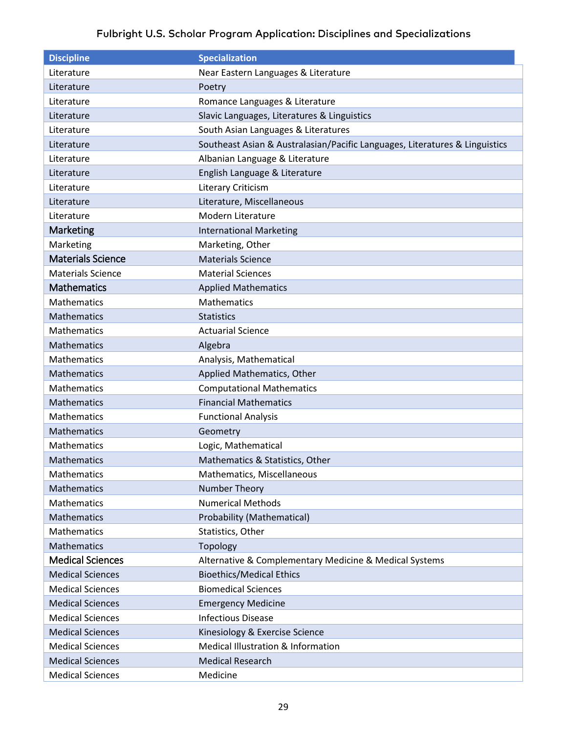### Fulbright U.S. Scholar Program Application: Disciplines and Specializations

| Discipline | Specialization |
|---|---|
| Literature | Near Eastern Languages & Literature |
| Literature | Poetry |
| Literature | Romance Languages & Literature |
| Literature | Slavic Languages, Literatures & Linguistics |
| Literature | South Asian Languages & Literatures |
| Literature | Southeast Asian & Australasian/Pacific Languages, Literatures & Linguistics |
| Literature | Albanian Language & Literature |
| Literature | English Language & Literature |
| Literature | Literary Criticism |
| Literature | Literature, Miscellaneous |
| Literature | Modern Literature |
| Marketing | International Marketing |
| Marketing | Marketing, Other |
| Materials Science | Materials Science |
| Materials Science | Material Sciences |
| Mathematics | Applied Mathematics |
| Mathematics | Mathematics |
| Mathematics | Statistics |
| Mathematics | Actuarial Science |
| Mathematics | Algebra |
| Mathematics | Analysis, Mathematical |
| Mathematics | Applied Mathematics, Other |
| Mathematics | Computational Mathematics |
| Mathematics | Financial Mathematics |
| Mathematics | Functional Analysis |
| Mathematics | Geometry |
| Mathematics | Logic, Mathematical |
| Mathematics | Mathematics & Statistics, Other |
| Mathematics | Mathematics, Miscellaneous |
| Mathematics | Number Theory |
| Mathematics | Numerical Methods |
| Mathematics | Probability (Mathematical) |
| Mathematics | Statistics, Other |
| Mathematics | Topology |
| Medical Sciences | Alternative & Complementary Medicine & Medical Systems |
| Medical Sciences | Bioethics/Medical Ethics |
| Medical Sciences | Biomedical Sciences |
| Medical Sciences | Emergency Medicine |
| Medical Sciences | Infectious Disease |
| Medical Sciences | Kinesiology & Exercise Science |
| Medical Sciences | Medical Illustration & Information |
| Medical Sciences | Medical Research |
| Medical Sciences | Medicine |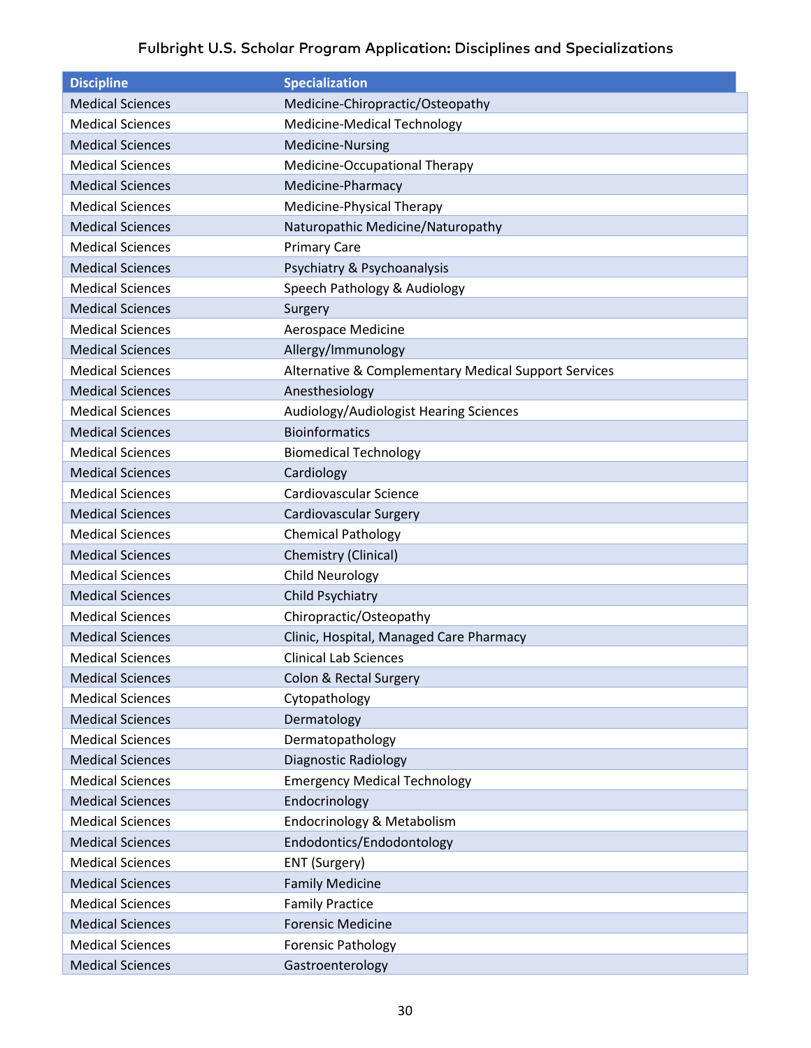Fulbright U.S. Scholar Program Application: Disciplines and Specializations

| Discipline | Specialization |
|---|---|
| Medical Sciences | Medicine-Chiropractic/Osteopathy |
| Medical Sciences | Medicine-Medical Technology |
| Medical Sciences | Medicine-Nursing |
| Medical Sciences | Medicine-Occupational Therapy |
| Medical Sciences | Medicine-Pharmacy |
| Medical Sciences | Medicine-Physical Therapy |
| Medical Sciences | Naturopathic Medicine/Naturopathy |
| Medical Sciences | Primary Care |
| Medical Sciences | Psychiatry & Psychoanalysis |
| Medical Sciences | Speech Pathology & Audiology |
| Medical Sciences | Surgery |
| Medical Sciences | Aerospace Medicine |
| Medical Sciences | Allergy/Immunology |
| Medical Sciences | Alternative & Complementary Medical Support Services |
| Medical Sciences | Anesthesiology |
| Medical Sciences | Audiology/Audiologist Hearing Sciences |
| Medical Sciences | Bioinformatics |
| Medical Sciences | Biomedical Technology |
| Medical Sciences | Cardiology |
| Medical Sciences | Cardiovascular Science |
| Medical Sciences | Cardiovascular Surgery |
| Medical Sciences | Chemical Pathology |
| Medical Sciences | Chemistry (Clinical) |
| Medical Sciences | Child Neurology |
| Medical Sciences | Child Psychiatry |
| Medical Sciences | Chiropractic/Osteopathy |
| Medical Sciences | Clinic, Hospital, Managed Care Pharmacy |
| Medical Sciences | Clinical Lab Sciences |
| Medical Sciences | Colon & Rectal Surgery |
| Medical Sciences | Cytopathology |
| Medical Sciences | Dermatology |
| Medical Sciences | Dermatopathology |
| Medical Sciences | Diagnostic Radiology |
| Medical Sciences | Emergency Medical Technology |
| Medical Sciences | Endocrinology |
| Medical Sciences | Endocrinology & Metabolism |
| Medical Sciences | Endodontics/Endodontology |
| Medical Sciences | ENT (Surgery) |
| Medical Sciences | Family Medicine |
| Medical Sciences | Family Practice |
| Medical Sciences | Forensic Medicine |
| Medical Sciences | Forensic Pathology |
| Medical Sciences | Gastroenterology |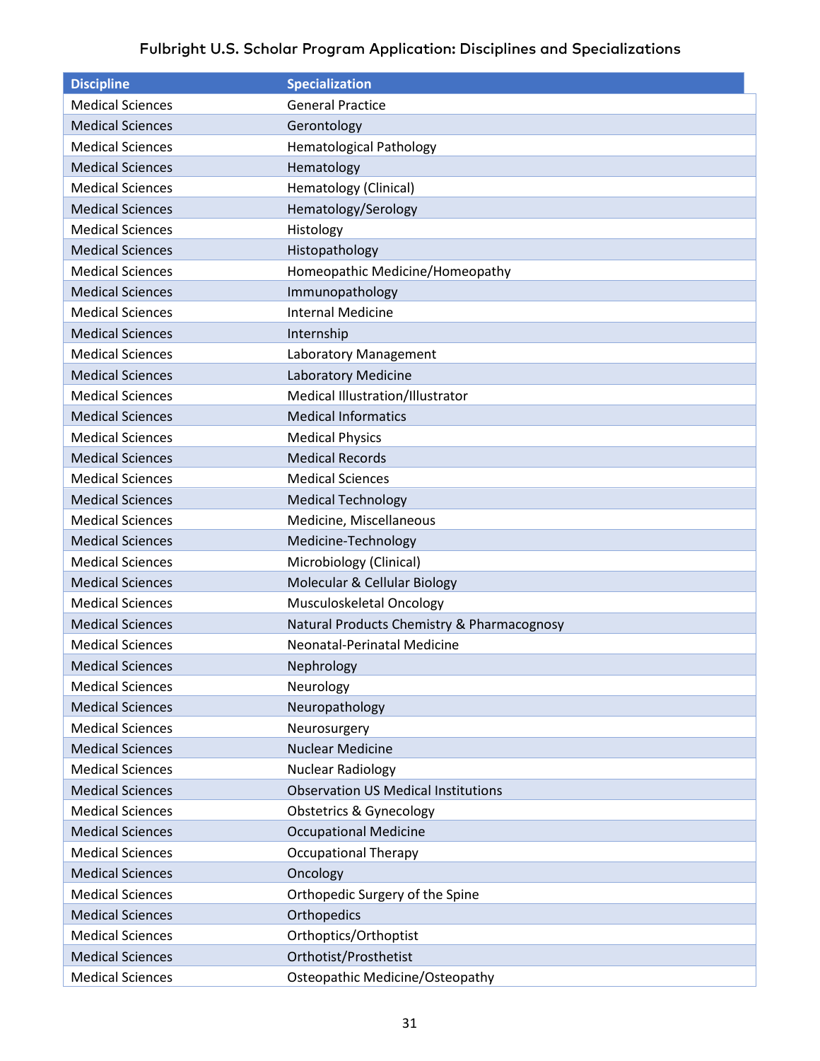# Fulbright U.S. Scholar Program Application: Disciplines and Specializations

| Discipline | Specialization |
|---|---|
| Medical Sciences | General Practice |
| Medical Sciences | Gerontology |
| Medical Sciences | Hematological Pathology |
| Medical Sciences | Hematology |
| Medical Sciences | Hematology (Clinical) |
| Medical Sciences | Hematology/Serology |
| Medical Sciences | Histology |
| Medical Sciences | Histopathology |
| Medical Sciences | Homeopathic Medicine/Homeopathy |
| Medical Sciences | Immunopathology |
| Medical Sciences | Internal Medicine |
| Medical Sciences | Internship |
| Medical Sciences | Laboratory Management |
| Medical Sciences | Laboratory Medicine |
| Medical Sciences | Medical Illustration/Illustrator |
| Medical Sciences | Medical Informatics |
| Medical Sciences | Medical Physics |
| Medical Sciences | Medical Records |
| Medical Sciences | Medical Sciences |
| Medical Sciences | Medical Technology |
| Medical Sciences | Medicine, Miscellaneous |
| Medical Sciences | Medicine-Technology |
| Medical Sciences | Microbiology (Clinical) |
| Medical Sciences | Molecular & Cellular Biology |
| Medical Sciences | Musculoskeletal Oncology |
| Medical Sciences | Natural Products Chemistry & Pharmacognosy |
| Medical Sciences | Neonatal-Perinatal Medicine |
| Medical Sciences | Nephrology |
| Medical Sciences | Neurology |
| Medical Sciences | Neuropathology |
| Medical Sciences | Neurosurgery |
| Medical Sciences | Nuclear Medicine |
| Medical Sciences | Nuclear Radiology |
| Medical Sciences | Observation US Medical Institutions |
| Medical Sciences | Obstetrics & Gynecology |
| Medical Sciences | Occupational Medicine |
| Medical Sciences | Occupational Therapy |
| Medical Sciences | Oncology |
| Medical Sciences | Orthopedic Surgery of the Spine |
| Medical Sciences | Orthopedics |
| Medical Sciences | Orthoptics/Orthoptist |
| Medical Sciences | Orthotist/Prosthetist |
| Medical Sciences | Osteopathic Medicine/Osteopathy |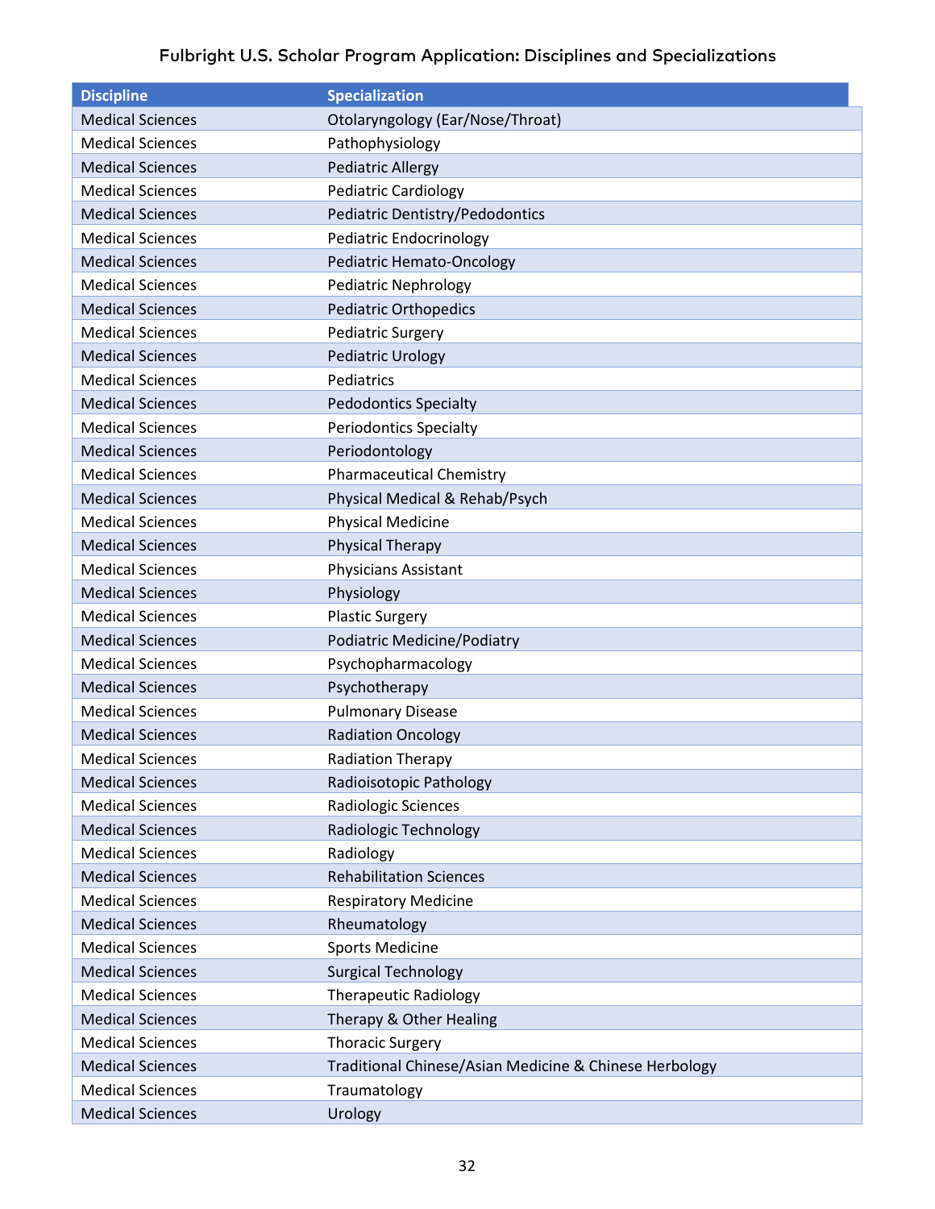# Fulbright U.S. Scholar Program Application: Disciplines and Specializations

| Discipline | Specialization |
|---|---|
| Medical Sciences | Otolaryngology (Ear/Nose/Throat) |
| Medical Sciences | Pathophysiology |
| Medical Sciences | Pediatric Allergy |
| Medical Sciences | Pediatric Cardiology |
| Medical Sciences | Pediatric Dentistry/Pedodontics |
| Medical Sciences | Pediatric Endocrinology |
| Medical Sciences | Pediatric Hemato-Oncology |
| Medical Sciences | Pediatric Nephrology |
| Medical Sciences | Pediatric Orthopedics |
| Medical Sciences | Pediatric Surgery |
| Medical Sciences | Pediatric Urology |
| Medical Sciences | Pediatrics |
| Medical Sciences | Pedodontics Specialty |
| Medical Sciences | Periodontics Specialty |
| Medical Sciences | Periodontology |
| Medical Sciences | Pharmaceutical Chemistry |
| Medical Sciences | Physical Medical & Rehab/Psych |
| Medical Sciences | Physical Medicine |
| Medical Sciences | Physical Therapy |
| Medical Sciences | Physicians Assistant |
| Medical Sciences | Physiology |
| Medical Sciences | Plastic Surgery |
| Medical Sciences | Podiatric Medicine/Podiatry |
| Medical Sciences | Psychopharmacology |
| Medical Sciences | Psychotherapy |
| Medical Sciences | Pulmonary Disease |
| Medical Sciences | Radiation Oncology |
| Medical Sciences | Radiation Therapy |
| Medical Sciences | Radioisotopic Pathology |
| Medical Sciences | Radiologic Sciences |
| Medical Sciences | Radiologic Technology |
| Medical Sciences | Radiology |
| Medical Sciences | Rehabilitation Sciences |
| Medical Sciences | Respiratory Medicine |
| Medical Sciences | Rheumatology |
| Medical Sciences | Sports Medicine |
| Medical Sciences | Surgical Technology |
| Medical Sciences | Therapeutic Radiology |
| Medical Sciences | Therapy & Other Healing |
| Medical Sciences | Thoracic Surgery |
| Medical Sciences | Traditional Chinese/Asian Medicine & Chinese Herbology |
| Medical Sciences | Traumatology |
| Medical Sciences | Urology |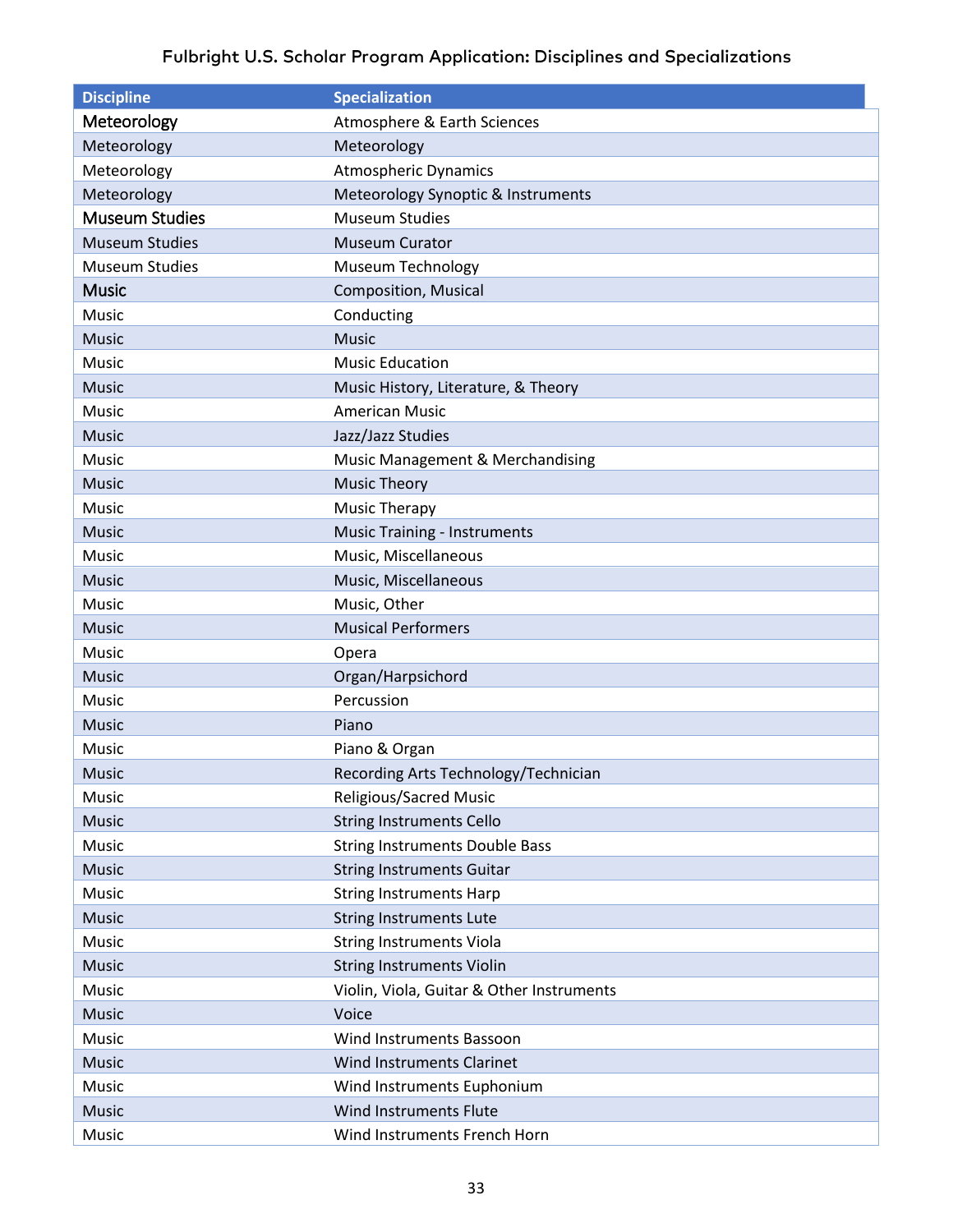# Fulbright U.S. Scholar Program Application: Disciplines and Specializations

| Discipline | Specialization |
|---|---|
| Meteorology | Atmosphere & Earth Sciences |
| Meteorology | Meteorology |
| Meteorology | Atmospheric Dynamics |
| Meteorology | Meteorology Synoptic & Instruments |
| Museum Studies | Museum Studies |
| Museum Studies | Museum Curator |
| Museum Studies | Museum Technology |
| Music | Composition, Musical |
| Music | Conducting |
| Music | Music |
| Music | Music Education |
| Music | Music History, Literature, & Theory |
| Music | American Music |
| Music | Jazz/Jazz Studies |
| Music | Music Management & Merchandising |
| Music | Music Theory |
| Music | Music Therapy |
| Music | Music Training - Instruments |
| Music | Music, Miscellaneous |
| Music | Music, Miscellaneous |
| Music | Music, Other |
| Music | Musical Performers |
| Music | Opera |
| Music | Organ/Harpsichord |
| Music | Percussion |
| Music | Piano |
| Music | Piano & Organ |
| Music | Recording Arts Technology/Technician |
| Music | Religious/Sacred Music |
| Music | String Instruments Cello |
| Music | String Instruments Double Bass |
| Music | String Instruments Guitar |
| Music | String Instruments Harp |
| Music | String Instruments Lute |
| Music | String Instruments Viola |
| Music | String Instruments Violin |
| Music | Violin, Viola, Guitar & Other Instruments |
| Music | Voice |
| Music | Wind Instruments Bassoon |
| Music | Wind Instruments Clarinet |
| Music | Wind Instruments Euphonium |
| Music | Wind Instruments Flute |
| Music | Wind Instruments French Horn |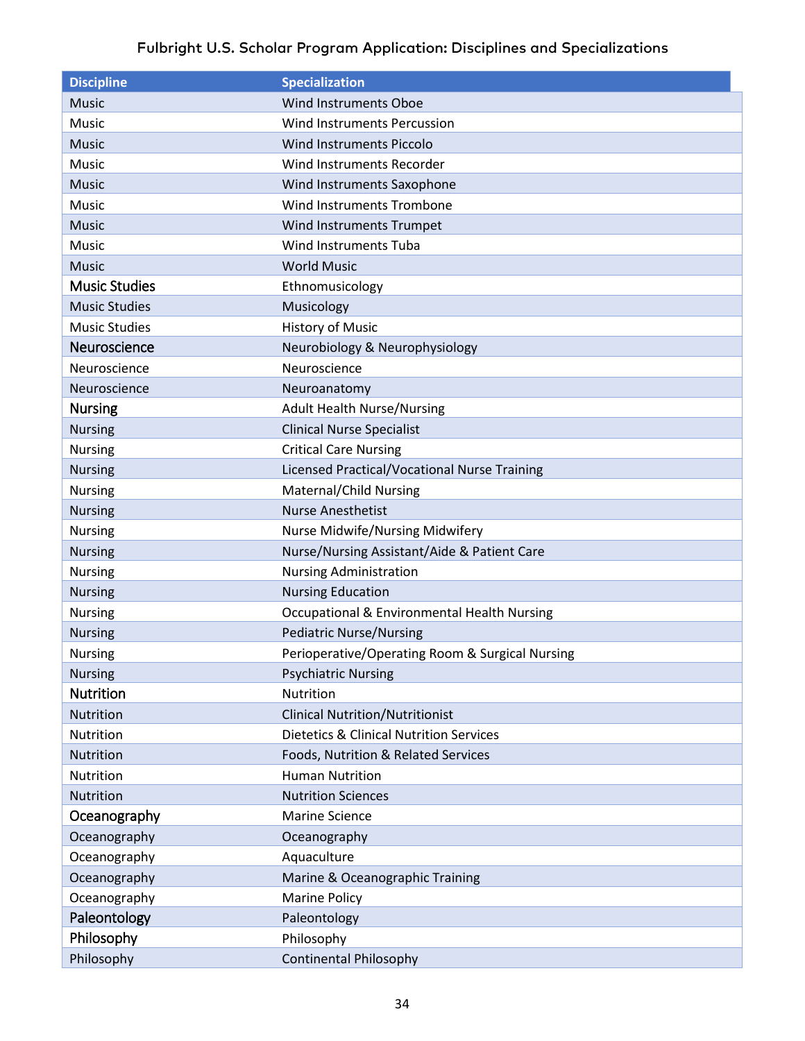Fulbright U.S. Scholar Program Application: Disciplines and Specializations

| Discipline | Specialization |
|---|---|
| Music | Wind Instruments Oboe |
| Music | Wind Instruments Percussion |
| Music | Wind Instruments Piccolo |
| Music | Wind Instruments Recorder |
| Music | Wind Instruments Saxophone |
| Music | Wind Instruments Trombone |
| Music | Wind Instruments Trumpet |
| Music | Wind Instruments Tuba |
| Music | World Music |
| Music Studies | Ethnomusicology |
| Music Studies | Musicology |
| Music Studies | History of Music |
| Neuroscience | Neurobiology & Neurophysiology |
| Neuroscience | Neuroscience |
| Neuroscience | Neuroanatomy |
| Nursing | Adult Health Nurse/Nursing |
| Nursing | Clinical Nurse Specialist |
| Nursing | Critical Care Nursing |
| Nursing | Licensed Practical/Vocational Nurse Training |
| Nursing | Maternal/Child Nursing |
| Nursing | Nurse Anesthetist |
| Nursing | Nurse Midwife/Nursing Midwifery |
| Nursing | Nurse/Nursing Assistant/Aide & Patient Care |
| Nursing | Nursing Administration |
| Nursing | Nursing Education |
| Nursing | Occupational & Environmental Health Nursing |
| Nursing | Pediatric Nurse/Nursing |
| Nursing | Perioperative/Operating Room & Surgical Nursing |
| Nursing | Psychiatric Nursing |
| Nutrition | Nutrition |
| Nutrition | Clinical Nutrition/Nutritionist |
| Nutrition | Dietetics & Clinical Nutrition Services |
| Nutrition | Foods, Nutrition & Related Services |
| Nutrition | Human Nutrition |
| Nutrition | Nutrition Sciences |
| Oceanography | Marine Science |
| Oceanography | Oceanography |
| Oceanography | Aquaculture |
| Oceanography | Marine & Oceanographic Training |
| Oceanography | Marine Policy |
| Paleontology | Paleontology |
| Philosophy | Philosophy |
| Philosophy | Continental Philosophy |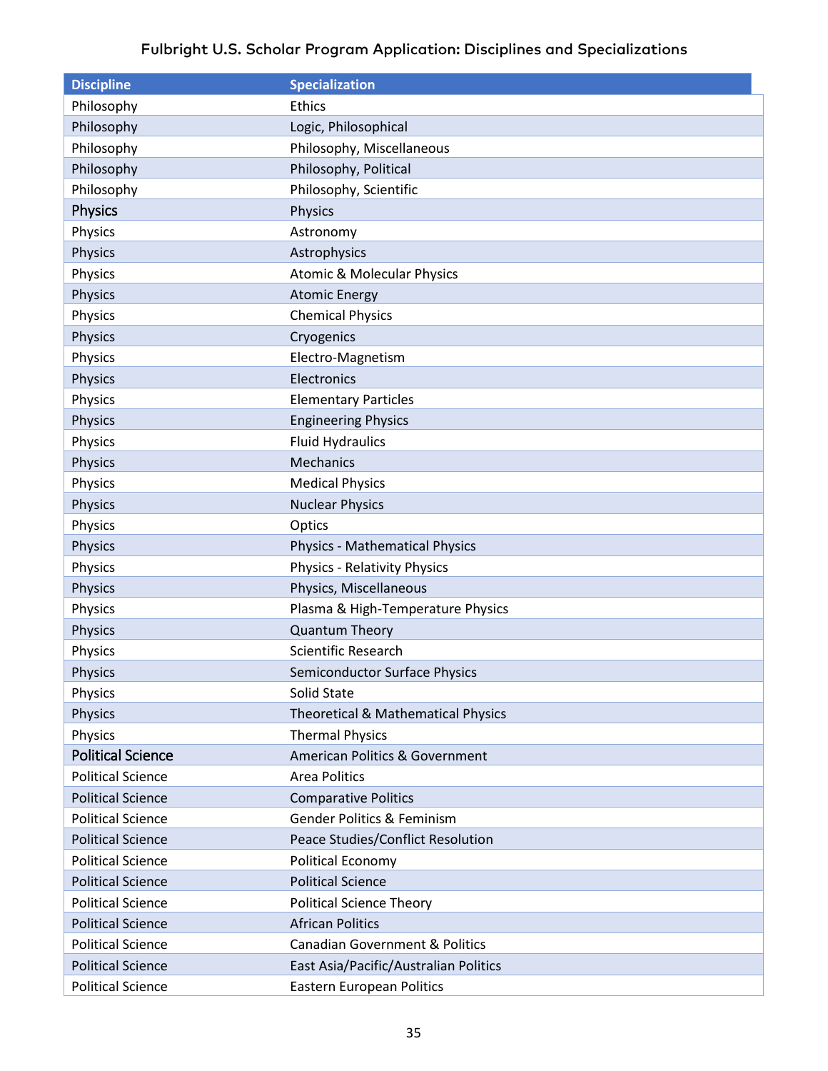Fulbright U.S. Scholar Program Application: Disciplines and Specializations

| Discipline | Specialization |
| --- | --- |
| Philosophy | Ethics |
| Philosophy | Logic, Philosophical |
| Philosophy | Philosophy, Miscellaneous |
| Philosophy | Philosophy, Political |
| Philosophy | Philosophy, Scientific |
| Physics | Physics |
| Physics | Astronomy |
| Physics | Astrophysics |
| Physics | Atomic & Molecular Physics |
| Physics | Atomic Energy |
| Physics | Chemical Physics |
| Physics | Cryogenics |
| Physics | Electro-Magnetism |
| Physics | Electronics |
| Physics | Elementary Particles |
| Physics | Engineering Physics |
| Physics | Fluid Hydraulics |
| Physics | Mechanics |
| Physics | Medical Physics |
| Physics | Nuclear Physics |
| Physics | Optics |
| Physics | Physics - Mathematical Physics |
| Physics | Physics - Relativity Physics |
| Physics | Physics, Miscellaneous |
| Physics | Plasma & High-Temperature Physics |
| Physics | Quantum Theory |
| Physics | Scientific Research |
| Physics | Semiconductor Surface Physics |
| Physics | Solid State |
| Physics | Theoretical & Mathematical Physics |
| Physics | Thermal Physics |
| Political Science | American Politics & Government |
| Political Science | Area Politics |
| Political Science | Comparative Politics |
| Political Science | Gender Politics & Feminism |
| Political Science | Peace Studies/Conflict Resolution |
| Political Science | Political Economy |
| Political Science | Political Science |
| Political Science | Political Science Theory |
| Political Science | African Politics |
| Political Science | Canadian Government & Politics |
| Political Science | East Asia/Pacific/Australian Politics |
| Political Science | Eastern European Politics |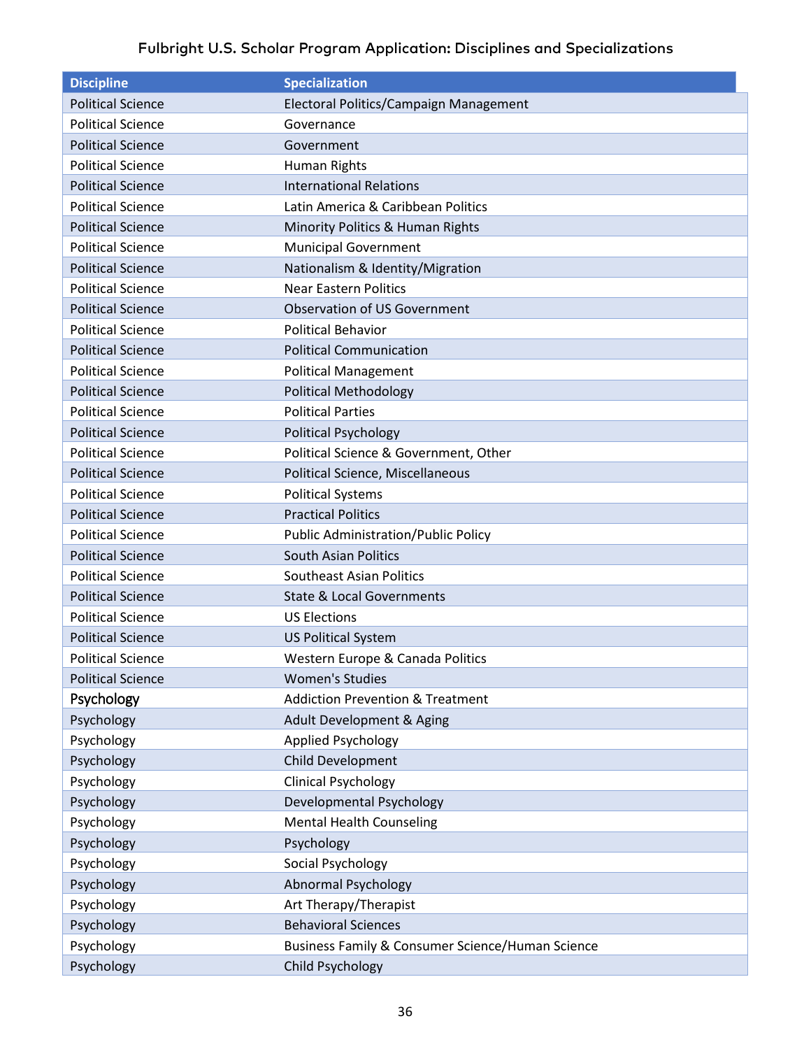### Fulbright U.S. Scholar Program Application: Disciplines and Specializations

| Discipline | Specialization |
|---|---|
| Political Science | Electoral Politics/Campaign Management |
| Political Science | Governance |
| Political Science | Government |
| Political Science | Human Rights |
| Political Science | International Relations |
| Political Science | Latin America & Caribbean Politics |
| Political Science | Minority Politics & Human Rights |
| Political Science | Municipal Government |
| Political Science | Nationalism & Identity/Migration |
| Political Science | Near Eastern Politics |
| Political Science | Observation of US Government |
| Political Science | Political Behavior |
| Political Science | Political Communication |
| Political Science | Political Management |
| Political Science | Political Methodology |
| Political Science | Political Parties |
| Political Science | Political Psychology |
| Political Science | Political Science & Government, Other |
| Political Science | Political Science, Miscellaneous |
| Political Science | Political Systems |
| Political Science | Practical Politics |
| Political Science | Public Administration/Public Policy |
| Political Science | South Asian Politics |
| Political Science | Southeast Asian Politics |
| Political Science | State & Local Governments |
| Political Science | US Elections |
| Political Science | US Political System |
| Political Science | Western Europe & Canada Politics |
| Political Science | Women's Studies |
| Psychology | Addiction Prevention & Treatment |
| Psychology | Adult Development & Aging |
| Psychology | Applied Psychology |
| Psychology | Child Development |
| Psychology | Clinical Psychology |
| Psychology | Developmental Psychology |
| Psychology | Mental Health Counseling |
| Psychology | Psychology |
| Psychology | Social Psychology |
| Psychology | Abnormal Psychology |
| Psychology | Art Therapy/Therapist |
| Psychology | Behavioral Sciences |
| Psychology | Business Family & Consumer Science/Human Science |
| Psychology | Child Psychology |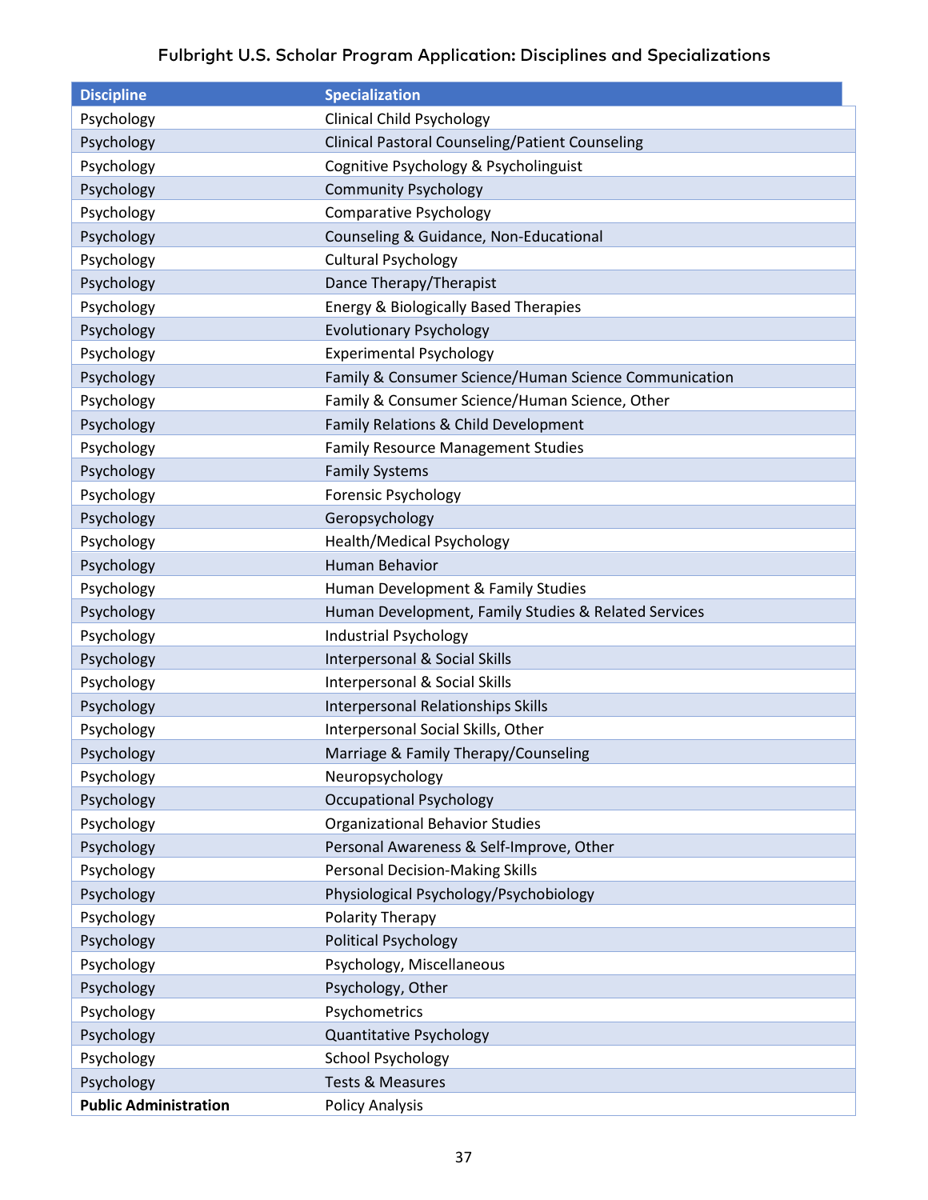Fulbright U.S. Scholar Program Application: Disciplines and Specializations

| Discipline | Specialization |
|---|---|
| Psychology | Clinical Child Psychology |
| Psychology | Clinical Pastoral Counseling/Patient Counseling |
| Psychology | Cognitive Psychology & Psycholinguist |
| Psychology | Community Psychology |
| Psychology | Comparative Psychology |
| Psychology | Counseling & Guidance, Non-Educational |
| Psychology | Cultural Psychology |
| Psychology | Dance Therapy/Therapist |
| Psychology | Energy & Biologically Based Therapies |
| Psychology | Evolutionary Psychology |
| Psychology | Experimental Psychology |
| Psychology | Family & Consumer Science/Human Science Communication |
| Psychology | Family & Consumer Science/Human Science, Other |
| Psychology | Family Relations & Child Development |
| Psychology | Family Resource Management Studies |
| Psychology | Family Systems |
| Psychology | Forensic Psychology |
| Psychology | Geropsychology |
| Psychology | Health/Medical Psychology |
| Psychology | Human Behavior |
| Psychology | Human Development & Family Studies |
| Psychology | Human Development, Family Studies & Related Services |
| Psychology | Industrial Psychology |
| Psychology | Interpersonal & Social Skills |
| Psychology | Interpersonal & Social Skills |
| Psychology | Interpersonal Relationships Skills |
| Psychology | Interpersonal Social Skills, Other |
| Psychology | Marriage & Family Therapy/Counseling |
| Psychology | Neuropsychology |
| Psychology | Occupational Psychology |
| Psychology | Organizational Behavior Studies |
| Psychology | Personal Awareness & Self-Improve, Other |
| Psychology | Personal Decision-Making Skills |
| Psychology | Physiological Psychology/Psychobiology |
| Psychology | Polarity Therapy |
| Psychology | Political Psychology |
| Psychology | Psychology, Miscellaneous |
| Psychology | Psychology, Other |
| Psychology | Psychometrics |
| Psychology | Quantitative Psychology |
| Psychology | School Psychology |
| Psychology | Tests & Measures |
| **Public Administration** | Policy Analysis |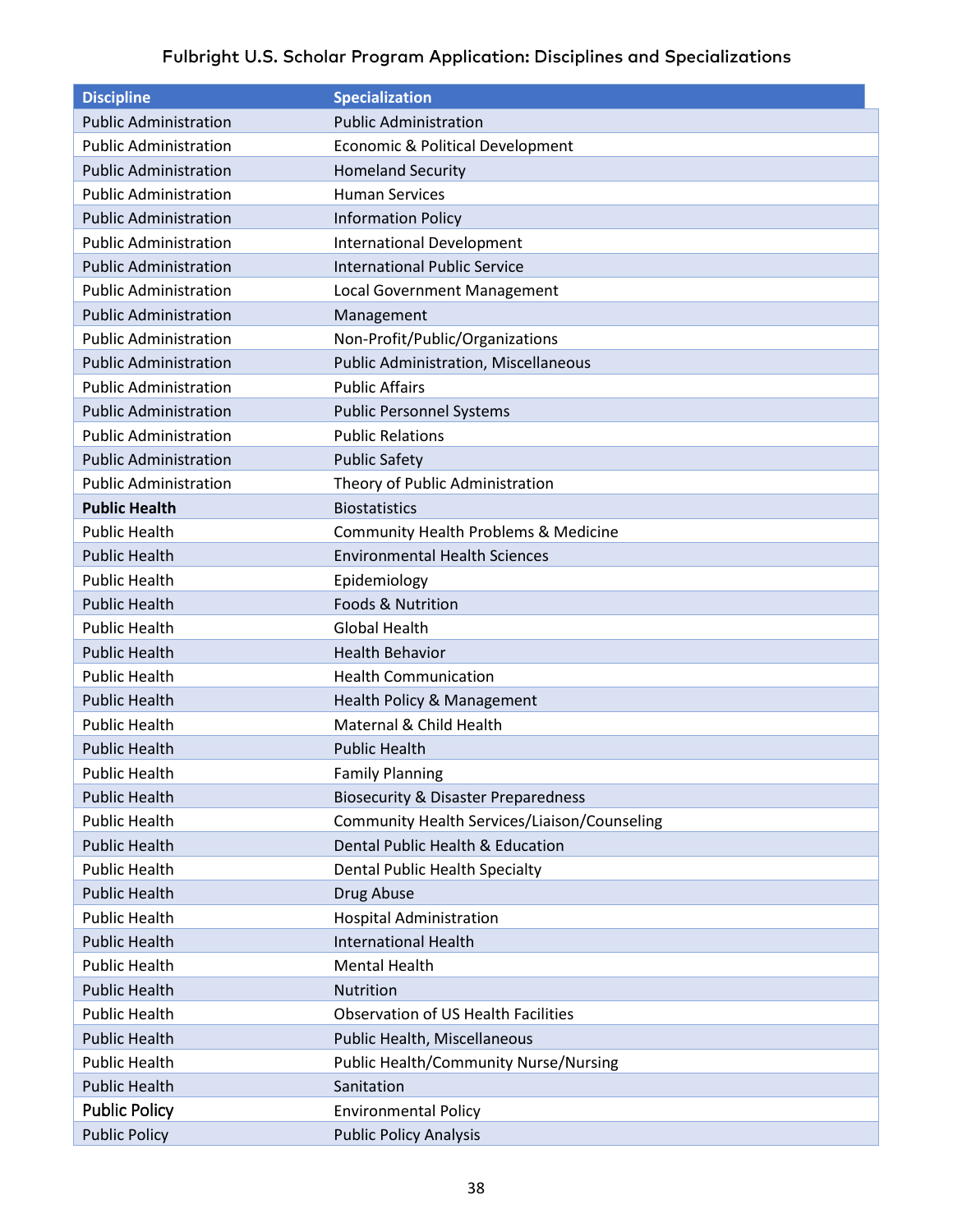# Fulbright U.S. Scholar Program Application: Disciplines and Specializations

| Discipline | Specialization |
|---|---|
| Public Administration | Public Administration |
| Public Administration | Economic & Political Development |
| Public Administration | Homeland Security |
| Public Administration | Human Services |
| Public Administration | Information Policy |
| Public Administration | International Development |
| Public Administration | International Public Service |
| Public Administration | Local Government Management |
| Public Administration | Management |
| Public Administration | Non-Profit/Public/Organizations |
| Public Administration | Public Administration, Miscellaneous |
| Public Administration | Public Affairs |
| Public Administration | Public Personnel Systems |
| Public Administration | Public Relations |
| Public Administration | Public Safety |
| Public Administration | Theory of Public Administration |
| **Public Health** | Biostatistics |
| Public Health | Community Health Problems & Medicine |
| Public Health | Environmental Health Sciences |
| Public Health | Epidemiology |
| Public Health | Foods & Nutrition |
| Public Health | Global Health |
| Public Health | Health Behavior |
| Public Health | Health Communication |
| Public Health | Health Policy & Management |
| Public Health | Maternal & Child Health |
| Public Health | Public Health |
| Public Health | Family Planning |
| Public Health | Biosecurity & Disaster Preparedness |
| Public Health | Community Health Services/Liaison/Counseling |
| Public Health | Dental Public Health & Education |
| Public Health | Dental Public Health Specialty |
| Public Health | Drug Abuse |
| Public Health | Hospital Administration |
| Public Health | International Health |
| Public Health | Mental Health |
| Public Health | Nutrition |
| Public Health | Observation of US Health Facilities |
| Public Health | Public Health, Miscellaneous |
| Public Health | Public Health/Community Nurse/Nursing |
| Public Health | Sanitation |
| Public Policy | Environmental Policy |
| Public Policy | Public Policy Analysis |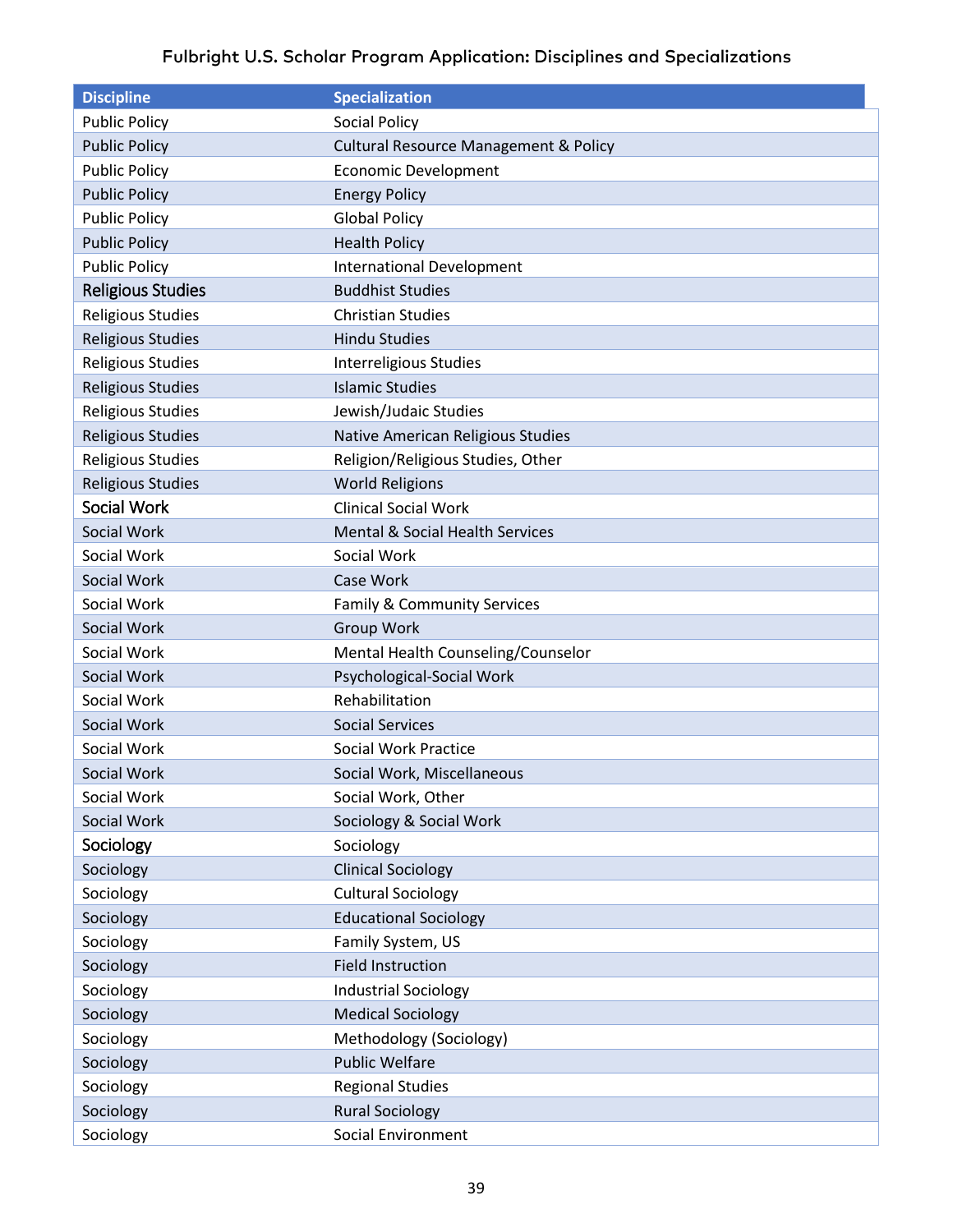Fulbright U.S. Scholar Program Application: Disciplines and Specializations

| Discipline | Specialization |
| --- | --- |
| Public Policy | Social Policy |
| Public Policy | Cultural Resource Management & Policy |
| Public Policy | Economic Development |
| Public Policy | Energy Policy |
| Public Policy | Global Policy |
| Public Policy | Health Policy |
| Public Policy | International Development |
| Religious Studies | Buddhist Studies |
| Religious Studies | Christian Studies |
| Religious Studies | Hindu Studies |
| Religious Studies | Interreligious Studies |
| Religious Studies | Islamic Studies |
| Religious Studies | Jewish/Judaic Studies |
| Religious Studies | Native American Religious Studies |
| Religious Studies | Religion/Religious Studies, Other |
| Religious Studies | World Religions |
| Social Work | Clinical Social Work |
| Social Work | Mental & Social Health Services |
| Social Work | Social Work |
| Social Work | Case Work |
| Social Work | Family & Community Services |
| Social Work | Group Work |
| Social Work | Mental Health Counseling/Counselor |
| Social Work | Psychological-Social Work |
| Social Work | Rehabilitation |
| Social Work | Social Services |
| Social Work | Social Work Practice |
| Social Work | Social Work, Miscellaneous |
| Social Work | Social Work, Other |
| Social Work | Sociology & Social Work |
| Sociology | Sociology |
| Sociology | Clinical Sociology |
| Sociology | Cultural Sociology |
| Sociology | Educational Sociology |
| Sociology | Family System, US |
| Sociology | Field Instruction |
| Sociology | Industrial Sociology |
| Sociology | Medical Sociology |
| Sociology | Methodology (Sociology) |
| Sociology | Public Welfare |
| Sociology | Regional Studies |
| Sociology | Rural Sociology |
| Sociology | Social Environment |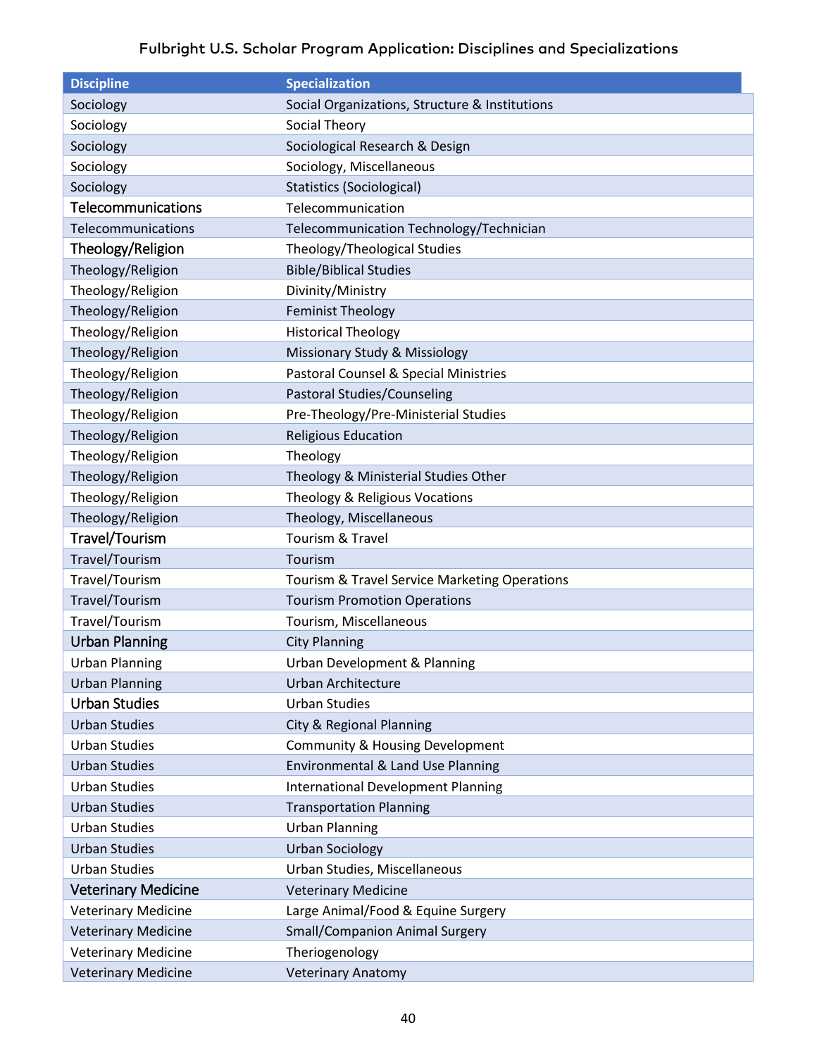Fulbright U.S. Scholar Program Application: Disciplines and Specializations

| Discipline | Specialization |
|---|---|
| Sociology | Social Organizations, Structure & Institutions |
| Sociology | Social Theory |
| Sociology | Sociological Research & Design |
| Sociology | Sociology, Miscellaneous |
| Sociology | Statistics (Sociological) |
| Telecommunications | Telecommunication |
| Telecommunications | Telecommunication Technology/Technician |
| Theology/Religion | Theology/Theological Studies |
| Theology/Religion | Bible/Biblical Studies |
| Theology/Religion | Divinity/Ministry |
| Theology/Religion | Feminist Theology |
| Theology/Religion | Historical Theology |
| Theology/Religion | Missionary Study & Missiology |
| Theology/Religion | Pastoral Counsel & Special Ministries |
| Theology/Religion | Pastoral Studies/Counseling |
| Theology/Religion | Pre-Theology/Pre-Ministerial Studies |
| Theology/Religion | Religious Education |
| Theology/Religion | Theology |
| Theology/Religion | Theology & Ministerial Studies Other |
| Theology/Religion | Theology & Religious Vocations |
| Theology/Religion | Theology, Miscellaneous |
| Travel/Tourism | Tourism & Travel |
| Travel/Tourism | Tourism |
| Travel/Tourism | Tourism & Travel Service Marketing Operations |
| Travel/Tourism | Tourism Promotion Operations |
| Travel/Tourism | Tourism, Miscellaneous |
| Urban Planning | City Planning |
| Urban Planning | Urban Development & Planning |
| Urban Planning | Urban Architecture |
| Urban Studies | Urban Studies |
| Urban Studies | City & Regional Planning |
| Urban Studies | Community & Housing Development |
| Urban Studies | Environmental & Land Use Planning |
| Urban Studies | International Development Planning |
| Urban Studies | Transportation Planning |
| Urban Studies | Urban Planning |
| Urban Studies | Urban Sociology |
| Urban Studies | Urban Studies, Miscellaneous |
| Veterinary Medicine | Veterinary Medicine |
| Veterinary Medicine | Large Animal/Food & Equine Surgery |
| Veterinary Medicine | Small/Companion Animal Surgery |
| Veterinary Medicine | Theriogenology |
| Veterinary Medicine | Veterinary Anatomy |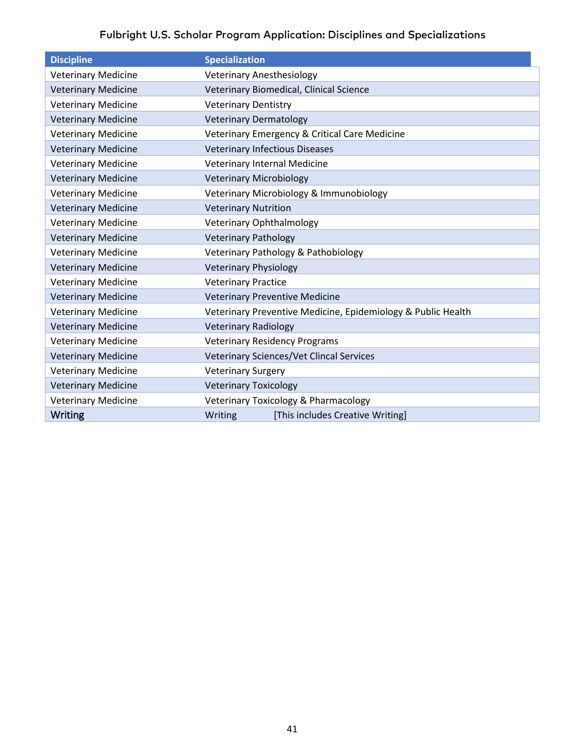Fulbright U.S. Scholar Program Application: Disciplines and Specializations

| Discipline | Specialization |
|---|---|
| Veterinary Medicine | Veterinary Anesthesiology |
| Veterinary Medicine | Veterinary Biomedical, Clinical Science |
| Veterinary Medicine | Veterinary Dentistry |
| Veterinary Medicine | Veterinary Dermatology |
| Veterinary Medicine | Veterinary Emergency & Critical Care Medicine |
| Veterinary Medicine | Veterinary Infectious Diseases |
| Veterinary Medicine | Veterinary Internal Medicine |
| Veterinary Medicine | Veterinary Microbiology |
| Veterinary Medicine | Veterinary Microbiology & Immunobiology |
| Veterinary Medicine | Veterinary Nutrition |
| Veterinary Medicine | Veterinary Ophthalmology |
| Veterinary Medicine | Veterinary Pathology |
| Veterinary Medicine | Veterinary Pathology & Pathobiology |
| Veterinary Medicine | Veterinary Physiology |
| Veterinary Medicine | Veterinary Practice |
| Veterinary Medicine | Veterinary Preventive Medicine |
| Veterinary Medicine | Veterinary Preventive Medicine, Epidemiology & Public Health |
| Veterinary Medicine | Veterinary Radiology |
| Veterinary Medicine | Veterinary Residency Programs |
| Veterinary Medicine | Veterinary Sciences/Vet Clincal Services |
| Veterinary Medicine | Veterinary Surgery |
| Veterinary Medicine | Veterinary Toxicology |
| Veterinary Medicine | Veterinary Toxicology & Pharmacology |
| Writing | Writing [This includes Creative Writing] |